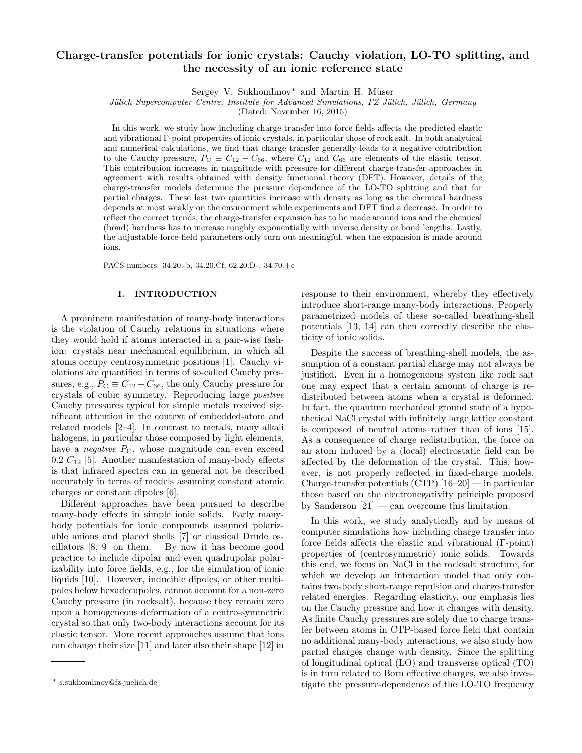# Charge-transfer potentials for ionic crystals: Cauchy violation, LO-TO splitting, and the necessity of an ionic reference state

Sergey V. Sukhomlinov* and Martin H. Müser

*Jülich Supercomputer Centre, Institute for Advanced Simulations, FZ Jülich, Jülich, Germany*

(Dated: November 16, 2015)

In this work, we study how including charge transfer into force fields affects the predicted elastic and vibrational Γ-point properties of ionic crystals, in particular those of rock salt. In both analytical and numerical calculations, we find that charge transfer generally leads to a negative contribution to the Cauchy pressure, $P_C \equiv C_{12} - C_{66}$, where $C_{12}$ and $C_{66}$ are elements of the elastic tensor. This contribution increases in magnitude with pressure for different charge-transfer approaches in agreement with results obtained with density functional theory (DFT). However, details of the charge-transfer models determine the pressure dependence of the LO-TO splitting and that for partial charges. These last two quantities increase with density as long as the chemical hardness depends at most weakly on the environment while experiments and DFT find a decrease. In order to reflect the correct trends, the charge-transfer expansion has to be made around ions and the chemical (bond) hardness has to increase roughly exponentially with inverse density or bond lengths. Lastly, the adjustable force-field parameters only turn out meaningful, when the expansion is made around ions.

PACS numbers: 34.20.-b, 34.20.Cf, 62.20.D-. 34.70.+e

## I. INTRODUCTION

A prominent manifestation of many-body interactions is the violation of Cauchy relations in situations where they would hold if atoms interacted in a pair-wise fashion: crystals near mechanical equilibrium, in which all atoms occupy centrosymmetric positions [1]. Cauchy violations are quantified in terms of so-called Cauchy pressures, e.g., $P_C \equiv C_{12} - C_{66}$, the only Cauchy pressure for crystals of cubic symmetry. Reproducing large *positive* Cauchy pressures typical for simple metals received significant attention in the context of embedded-atom and related models [2–4]. In contrast to metals, many alkali halogens, in particular those composed by light elements, have a *negative* $P_C$, whose magnitude can even exceed $0.2\ C_{12}$ [5]. Another manifestation of many-body effects is that infrared spectra can in general not be described accurately in terms of models assuming constant atomic charges or constant dipoles [6].

Different approaches have been pursued to describe many-body effects in simple ionic solids. Early many-body potentials for ionic compounds assumed polarizable anions and placed shells [7] or classical Drude oscillators [8, 9] on them. By now it has become good practice to include dipolar and even quadrupolar polarizability into force fields, e.g., for the simulation of ionic liquids [10]. However, inducible dipoles, or other multipoles below hexadecupoles, cannot account for a non-zero Cauchy pressure (in rocksalt), because they remain zero upon a homogeneous deformation of a centro-symmetric crystal so that only two-body interactions account for its elastic tensor. More recent approaches assume that ions can change their size [11] and later also their shape [12] in response to their environment, whereby they effectively introduce short-range many-body interactions. Properly parametrized models of these so-called breathing-shell potentials [13, 14] can then correctly describe the elasticity of ionic solids.

Despite the success of breathing-shell models, the assumption of a constant partial charge may not always be justified. Even in a homogeneous system like rock salt one may expect that a certain amount of charge is redistributed between atoms when a crystal is deformed. In fact, the quantum mechanical ground state of a hypothetical NaCl crystal with infinitely large lattice constant is composed of neutral atoms rather than of ions [15]. As a consequence of charge redistribution, the force on an atom induced by a (local) electrostatic field can be affected by the deformation of the crystal. This, however, is not properly reflected in fixed-charge models. Charge-transfer potentials (CTP) [16–20] — in particular those based on the electronegativity principle proposed by Sanderson [21] — can overcome this limitation.

In this work, we study analytically and by means of computer simulations how including charge transfer into force fields affects the elastic and vibrational (Γ-point) properties of (centrosymmetric) ionic solids. Towards this end, we focus on NaCl in the rocksalt structure, for which we develop an interaction model that only contains two-body short-range repulsion and charge-transfer related energies. Regarding elasticity, our emphasis lies on the Cauchy pressure and how it changes with density. As finite Cauchy pressures are solely due to charge transfer between atoms in CTP-based force field that contain no additional many-body interactions, we also study how partial charges change with density. Since the splitting of longitudinal optical (LO) and transverse optical (TO) is in turn related to Born effective charges, we also investigate the pressure-dependence of the LO-TO frequency

* s.sukhomlinov@fz-juelich.de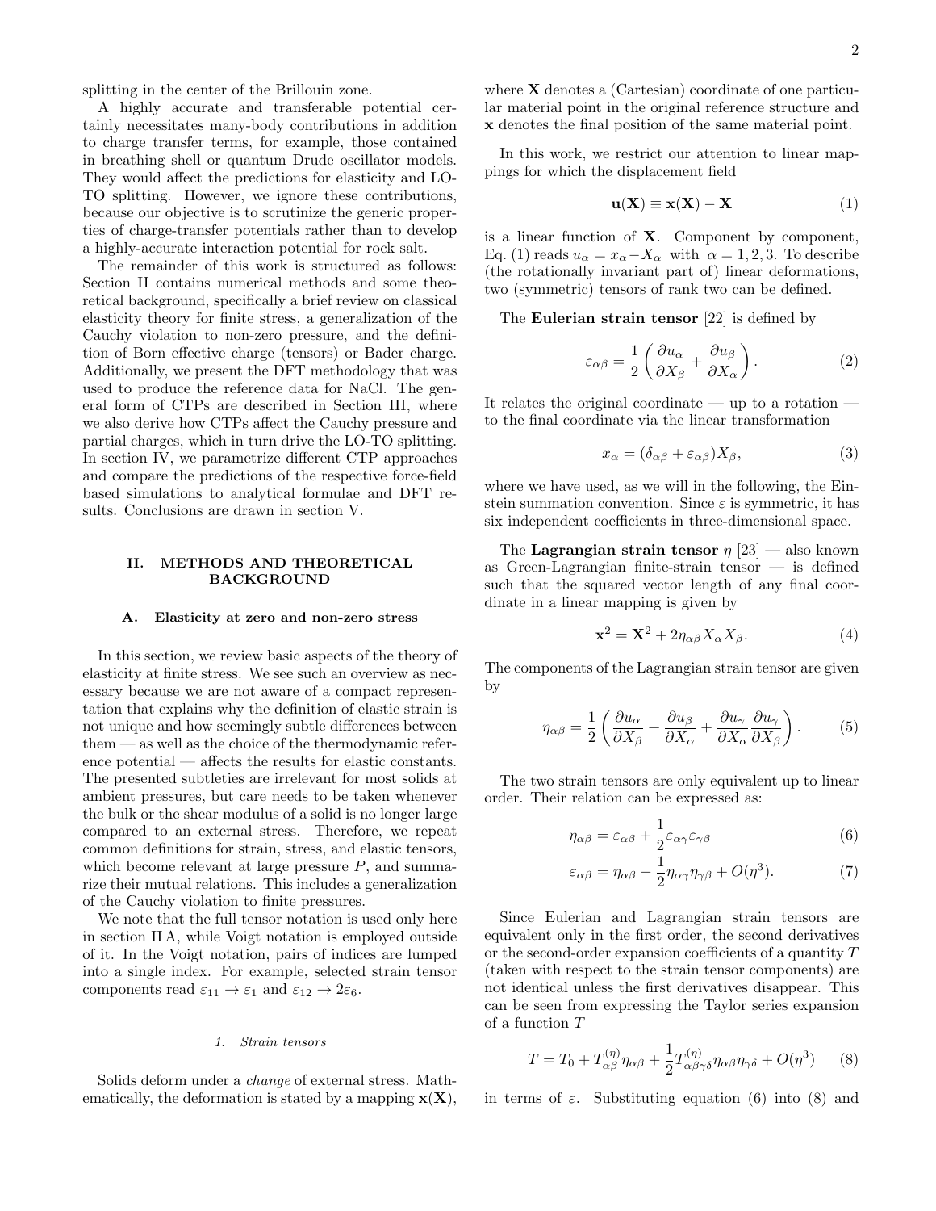splitting in the center of the Brillouin zone.

A highly accurate and transferable potential certainly necessitates many-body contributions in addition to charge transfer terms, for example, those contained in breathing shell or quantum Drude oscillator models. They would affect the predictions for elasticity and LO-TO splitting. However, we ignore these contributions, because our objective is to scrutinize the generic properties of charge-transfer potentials rather than to develop a highly-accurate interaction potential for rock salt.

The remainder of this work is structured as follows: Section II contains numerical methods and some theoretical background, specifically a brief review on classical elasticity theory for finite stress, a generalization of the Cauchy violation to non-zero pressure, and the definition of Born effective charge (tensors) or Bader charge. Additionally, we present the DFT methodology that was used to produce the reference data for NaCl. The general form of CTPs are described in Section III, where we also derive how CTPs affect the Cauchy pressure and partial charges, which in turn drive the LO-TO splitting. In section IV, we parametrize different CTP approaches and compare the predictions of the respective force-field based simulations to analytical formulae and DFT results. Conclusions are drawn in section V.

## II. METHODS AND THEORETICAL BACKGROUND

### A. Elasticity at zero and non-zero stress

In this section, we review basic aspects of the theory of elasticity at finite stress. We see such an overview as necessary because we are not aware of a compact representation that explains why the definition of elastic strain is not unique and how seemingly subtle differences between them — as well as the choice of the thermodynamic reference potential — affects the results for elastic constants. The presented subtleties are irrelevant for most solids at ambient pressures, but care needs to be taken whenever the bulk or the shear modulus of a solid is no longer large compared to an external stress. Therefore, we repeat common definitions for strain, stress, and elastic tensors, which become relevant at large pressure $P$, and summarize their mutual relations. This includes a generalization of the Cauchy violation to finite pressures.

We note that the full tensor notation is used only here in section II A, while Voigt notation is employed outside of it. In the Voigt notation, pairs of indices are lumped into a single index. For example, selected strain tensor components read $\varepsilon_{11} \to \varepsilon_1$ and $\varepsilon_{12} \to 2\varepsilon_6$.

#### 1. Strain tensors

Solids deform under a *change* of external stress. Mathematically, the deformation is stated by a mapping $\mathbf{x}(\mathbf{X})$, where $\mathbf{X}$ denotes a (Cartesian) coordinate of one particular material point in the original reference structure and $\mathbf{x}$ denotes the final position of the same material point.

In this work, we restrict our attention to linear mappings for which the displacement field

$$\mathbf{u}(\mathbf{X}) \equiv \mathbf{x}(\mathbf{X}) - \mathbf{X} \tag{1}$$

is a linear function of $\mathbf{X}$. Component by component, Eq. (1) reads $u_\alpha = x_\alpha - X_\alpha$ with $\alpha = 1, 2, 3$. To describe (the rotationally invariant part of) linear deformations, two (symmetric) tensors of rank two can be defined.

The **Eulerian strain tensor** [22] is defined by

$$\varepsilon_{\alpha\beta} = \frac{1}{2}\left(\frac{\partial u_\alpha}{\partial X_\beta} + \frac{\partial u_\beta}{\partial X_\alpha}\right). \tag{2}$$

It relates the original coordinate — up to a rotation — to the final coordinate via the linear transformation

$$x_\alpha = (\delta_{\alpha\beta} + \varepsilon_{\alpha\beta})X_\beta, \tag{3}$$

where we have used, as we will in the following, the Einstein summation convention. Since $\varepsilon$ is symmetric, it has six independent coefficients in three-dimensional space.

The **Lagrangian strain tensor** $\eta$ [23] — also known as Green-Lagrangian finite-strain tensor — is defined such that the squared vector length of any final coordinate in a linear mapping is given by

$$\mathbf{x}^2 = \mathbf{X}^2 + 2\eta_{\alpha\beta}X_\alpha X_\beta. \tag{4}$$

The components of the Lagrangian strain tensor are given by

$$\eta_{\alpha\beta} = \frac{1}{2}\left(\frac{\partial u_\alpha}{\partial X_\beta} + \frac{\partial u_\beta}{\partial X_\alpha} + \frac{\partial u_\gamma}{\partial X_\alpha}\frac{\partial u_\gamma}{\partial X_\beta}\right). \tag{5}$$

The two strain tensors are only equivalent up to linear order. Their relation can be expressed as:

$$\eta_{\alpha\beta} = \varepsilon_{\alpha\beta} + \frac{1}{2}\varepsilon_{\alpha\gamma}\varepsilon_{\gamma\beta} \tag{6}$$

$$\varepsilon_{\alpha\beta} = \eta_{\alpha\beta} - \frac{1}{2}\eta_{\alpha\gamma}\eta_{\gamma\beta} + O(\eta^3). \tag{7}$$

Since Eulerian and Lagrangian strain tensors are equivalent only in the first order, the second derivatives or the second-order expansion coefficients of a quantity $T$ (taken with respect to the strain tensor components) are not identical unless the first derivatives disappear. This can be seen from expressing the Taylor series expansion of a function $T$

$$T = T_0 + T^{(\eta)}_{\alpha\beta}\eta_{\alpha\beta} + \frac{1}{2}T^{(\eta)}_{\alpha\beta\gamma\delta}\eta_{\alpha\beta}\eta_{\gamma\delta} + O(\eta^3) \tag{8}$$

in terms of $\varepsilon$. Substituting equation (6) into (8) and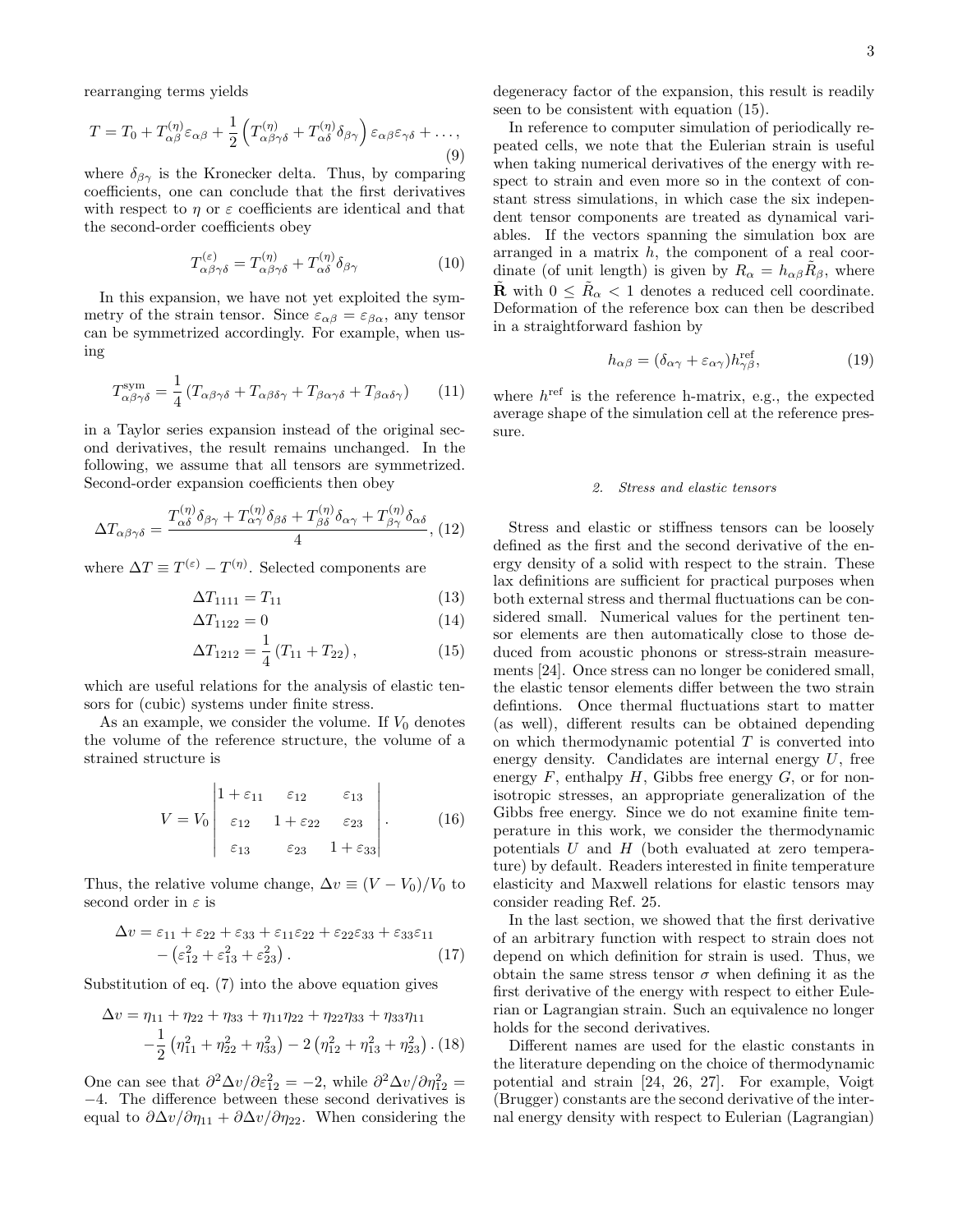rearranging terms yields

$$T = T_0 + T^{(\eta)}_{\alpha\beta}\varepsilon_{\alpha\beta} + \frac{1}{2}\left(T^{(\eta)}_{\alpha\beta\gamma\delta} + T^{(\eta)}_{\alpha\delta}\delta_{\beta\gamma}\right)\varepsilon_{\alpha\beta}\varepsilon_{\gamma\delta} + \ldots, \tag{9}$$

where $\delta_{\beta\gamma}$ is the Kronecker delta. Thus, by comparing coefficients, one can conclude that the first derivatives with respect to $\eta$ or $\varepsilon$ coefficients are identical and that the second-order coefficients obey

$$T^{(\varepsilon)}_{\alpha\beta\gamma\delta} = T^{(\eta)}_{\alpha\beta\gamma\delta} + T^{(\eta)}_{\alpha\delta}\delta_{\beta\gamma} \tag{10}$$

In this expansion, we have not yet exploited the symmetry of the strain tensor. Since $\varepsilon_{\alpha\beta} = \varepsilon_{\beta\alpha}$, any tensor can be symmetrized accordingly. For example, when using

$$T^{\rm sym}_{\alpha\beta\gamma\delta} = \frac{1}{4}\left(T_{\alpha\beta\gamma\delta} + T_{\alpha\beta\delta\gamma} + T_{\beta\alpha\gamma\delta} + T_{\beta\alpha\delta\gamma}\right) \tag{11}$$

in a Taylor series expansion instead of the original second derivatives, the result remains unchanged. In the following, we assume that all tensors are symmetrized. Second-order expansion coefficients then obey

$$\Delta T_{\alpha\beta\gamma\delta} = \frac{T^{(\eta)}_{\alpha\delta}\delta_{\beta\gamma} + T^{(\eta)}_{\alpha\gamma}\delta_{\beta\delta} + T^{(\eta)}_{\beta\delta}\delta_{\alpha\gamma} + T^{(\eta)}_{\beta\gamma}\delta_{\alpha\delta}}{4}, \tag{12}$$

where $\Delta T \equiv T^{(\varepsilon)} - T^{(\eta)}$. Selected components are

$$\Delta T_{1111} = T_{11} \tag{13}$$

$$\Delta T_{1122} = 0 \tag{14}$$

$$\Delta T_{1212} = \frac{1}{4}\left(T_{11} + T_{22}\right), \tag{15}$$

which are useful relations for the analysis of elastic tensors for (cubic) systems under finite stress.

As an example, we consider the volume. If $V_0$ denotes the volume of the reference structure, the volume of a strained structure is

$$V = V_0 \begin{vmatrix} 1+\varepsilon_{11} & \varepsilon_{12} & \varepsilon_{13} \\ \varepsilon_{12} & 1+\varepsilon_{22} & \varepsilon_{23} \\ \varepsilon_{13} & \varepsilon_{23} & 1+\varepsilon_{33} \end{vmatrix}. \tag{16}$$

Thus, the relative volume change, $\Delta v \equiv (V - V_0)/V_0$ to second order in $\varepsilon$ is

$$\Delta v = \varepsilon_{11} + \varepsilon_{22} + \varepsilon_{33} + \varepsilon_{11}\varepsilon_{22} + \varepsilon_{22}\varepsilon_{33} + \varepsilon_{33}\varepsilon_{11} - \left(\varepsilon_{12}^2 + \varepsilon_{13}^2 + \varepsilon_{23}^2\right). \tag{17}$$

Substitution of eq. (7) into the above equation gives

$$\Delta v = \eta_{11} + \eta_{22} + \eta_{33} + \eta_{11}\eta_{22} + \eta_{22}\eta_{33} + \eta_{33}\eta_{11} - \frac{1}{2}\left(\eta_{11}^2 + \eta_{22}^2 + \eta_{33}^2\right) - 2\left(\eta_{12}^2 + \eta_{13}^2 + \eta_{23}^2\right). \tag{18}$$

One can see that $\partial^2\Delta v/\partial\varepsilon_{12}^2 = -2$, while $\partial^2\Delta v/\partial\eta_{12}^2 = -4$. The difference between these second derivatives is equal to $\partial\Delta v/\partial\eta_{11} + \partial\Delta v/\partial\eta_{22}$. When considering the degeneracy factor of the expansion, this result is readily seen to be consistent with equation (15).

In reference to computer simulation of periodically repeated cells, we note that the Eulerian strain is useful when taking numerical derivatives of the energy with respect to strain and even more so in the context of constant stress simulations, in which case the six independent tensor components are treated as dynamical variables. If the vectors spanning the simulation box are arranged in a matrix $h$, the component of a real coordinate (of unit length) is given by $R_\alpha = h_{\alpha\beta}\tilde{R}_\beta$, where $\tilde{\mathbf{R}}$ with $0 \le \tilde{R}_\alpha < 1$ denotes a reduced cell coordinate. Deformation of the reference box can then be described in a straightforward fashion by

$$h_{\alpha\beta} = (\delta_{\alpha\gamma} + \varepsilon_{\alpha\gamma})h^{\rm ref}_{\gamma\beta}, \tag{19}$$

where $h^{\rm ref}$ is the reference h-matrix, e.g., the expected average shape of the simulation cell at the reference pressure.

### 2. Stress and elastic tensors

Stress and elastic or stiffness tensors can be loosely defined as the first and the second derivative of the energy density of a solid with respect to the strain. These lax definitions are sufficient for practical purposes when both external stress and thermal fluctuations can be considered small. Numerical values for the pertinent tensor elements are then automatically close to those deduced from acoustic phonons or stress-strain measurements [24]. Once stress can no longer be conidered small, the elastic tensor elements differ between the two strain defintions. Once thermal fluctuations start to matter (as well), different results can be obtained depending on which thermodynamic potential $T$ is converted into energy density. Candidates are internal energy $U$, free energy $F$, enthalpy $H$, Gibbs free energy $G$, or for non-isotropic stresses, an appropriate generalization of the Gibbs free energy. Since we do not examine finite temperature in this work, we consider the thermodynamic potentials $U$ and $H$ (both evaluated at zero temperature) by default. Readers interested in finite temperature elasticity and Maxwell relations for elastic tensors may consider reading Ref. 25.

In the last section, we showed that the first derivative of an arbitrary function with respect to strain does not depend on which definition for strain is used. Thus, we obtain the same stress tensor $\sigma$ when defining it as the first derivative of the energy with respect to either Eulerian or Lagrangian strain. Such an equivalence no longer holds for the second derivatives.

Different names are used for the elastic constants in the literature depending on the choice of thermodynamic potential and strain [24, 26, 27]. For example, Voigt (Brugger) constants are the second derivative of the internal energy density with respect to Eulerian (Lagrangian)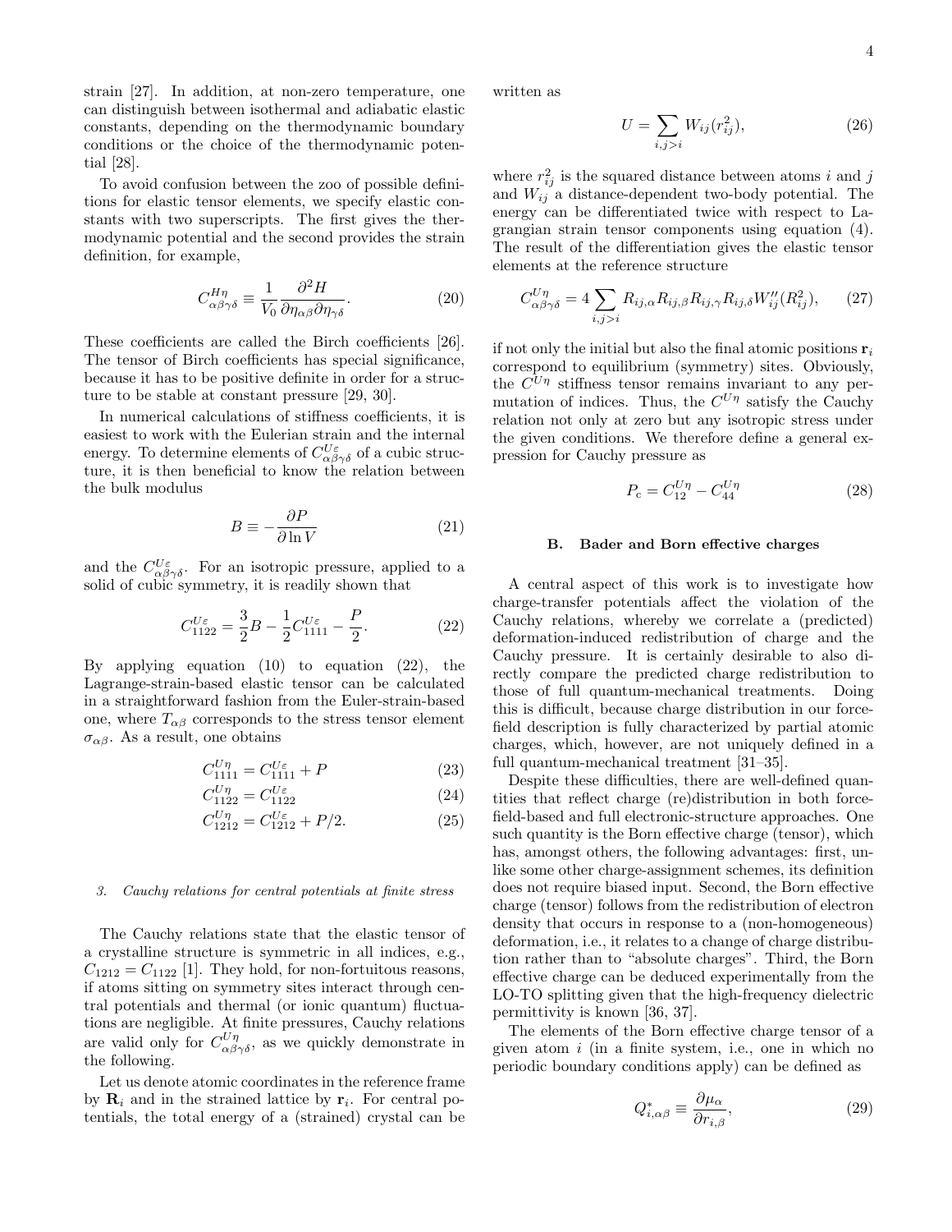strain [27]. In addition, at non-zero temperature, one can distinguish between isothermal and adiabatic elastic constants, depending on the thermodynamic boundary conditions or the choice of the thermodynamic potential [28].

To avoid confusion between the zoo of possible definitions for elastic tensor elements, we specify elastic constants with two superscripts. The first gives the thermodynamic potential and the second provides the strain definition, for example,

$$C^{H\eta}_{\alpha\beta\gamma\delta} \equiv \frac{1}{V_0}\frac{\partial^2 H}{\partial \eta_{\alpha\beta}\partial \eta_{\gamma\delta}}. \tag{20}$$

These coefficients are called the Birch coefficients [26]. The tensor of Birch coefficients has special significance, because it has to be positive definite in order for a structure to be stable at constant pressure [29, 30].

In numerical calculations of stiffness coefficients, it is easiest to work with the Eulerian strain and the internal energy. To determine elements of $C^{U\varepsilon}_{\alpha\beta\gamma\delta}$ of a cubic structure, it is then beneficial to know the relation between the bulk modulus

$$B \equiv -\frac{\partial P}{\partial \ln V} \tag{21}$$

and the $C^{U\varepsilon}_{\alpha\beta\gamma\delta}$. For an isotropic pressure, applied to a solid of cubic symmetry, it is readily shown that

$$C^{U\varepsilon}_{1122} = \frac{3}{2}B - \frac{1}{2}C^{U\varepsilon}_{1111} - \frac{P}{2}. \tag{22}$$

By applying equation (10) to equation (22), the Lagrange-strain-based elastic tensor can be calculated in a straightforward fashion from the Euler-strain-based one, where $T_{\alpha\beta}$ corresponds to the stress tensor element $\sigma_{\alpha\beta}$. As a result, one obtains

$$C^{U\eta}_{1111} = C^{U\varepsilon}_{1111} + P \tag{23}$$

$$C^{U\eta}_{1122} = C^{U\varepsilon}_{1122} \tag{24}$$

$$C^{U\eta}_{1212} = C^{U\varepsilon}_{1212} + P/2. \tag{25}$$

#### 3. Cauchy relations for central potentials at finite stress

The Cauchy relations state that the elastic tensor of a crystalline structure is symmetric in all indices, e.g., $C_{1212} = C_{1122}$ [1]. They hold, for non-fortuitous reasons, if atoms sitting on symmetry sites interact through central potentials and thermal (or ionic quantum) fluctuations are negligible. At finite pressures, Cauchy relations are valid only for $C^{U\eta}_{\alpha\beta\gamma\delta}$, as we quickly demonstrate in the following.

Let us denote atomic coordinates in the reference frame by $\mathbf{R}_i$ and in the strained lattice by $\mathbf{r}_i$. For central potentials, the total energy of a (strained) crystal can be written as

$$U = \sum_{i,j>i} W_{ij}(r^2_{ij}), \tag{26}$$

where $r^2_{ij}$ is the squared distance between atoms $i$ and $j$ and $W_{ij}$ a distance-dependent two-body potential. The energy can be differentiated twice with respect to Lagrangian strain tensor components using equation (4). The result of the differentiation gives the elastic tensor elements at the reference structure

$$C^{U\eta}_{\alpha\beta\gamma\delta} = 4\sum_{i,j>i} R_{ij,\alpha}R_{ij,\beta}R_{ij,\gamma}R_{ij,\delta}W''_{ij}(R^2_{ij}), \tag{27}$$

if not only the initial but also the final atomic positions $\mathbf{r}_i$ correspond to equilibrium (symmetry) sites. Obviously, the $C^{U\eta}$ stiffness tensor remains invariant to any permutation of indices. Thus, the $C^{U\eta}$ satisfy the Cauchy relation not only at zero but any isotropic stress under the given conditions. We therefore define a general expression for Cauchy pressure as

$$P_\mathrm{c} = C^{U\eta}_{12} - C^{U\eta}_{44} \tag{28}$$

### B. Bader and Born effective charges

A central aspect of this work is to investigate how charge-transfer potentials affect the violation of the Cauchy relations, whereby we correlate a (predicted) deformation-induced redistribution of charge and the Cauchy pressure. It is certainly desirable to also directly compare the predicted charge redistribution to those of full quantum-mechanical treatments. Doing this is difficult, because charge distribution in our force-field description is fully characterized by partial atomic charges, which, however, are not uniquely defined in a full quantum-mechanical treatment [31–35].

Despite these difficulties, there are well-defined quantities that reflect charge (re)distribution in both force-field-based and full electronic-structure approaches. One such quantity is the Born effective charge (tensor), which has, amongst others, the following advantages: first, unlike some other charge-assignment schemes, its definition does not require biased input. Second, the Born effective charge (tensor) follows from the redistribution of electron density that occurs in response to a (non-homogeneous) deformation, i.e., it relates to a change of charge distribution rather than to "absolute charges". Third, the Born effective charge can be deduced experimentally from the LO-TO splitting given that the high-frequency dielectric permittivity is known [36, 37].

The elements of the Born effective charge tensor of a given atom $i$ (in a finite system, i.e., one in which no periodic boundary conditions apply) can be defined as

$$Q^*_{i,\alpha\beta} \equiv \frac{\partial \mu_\alpha}{\partial r_{i,\beta}}, \tag{29}$$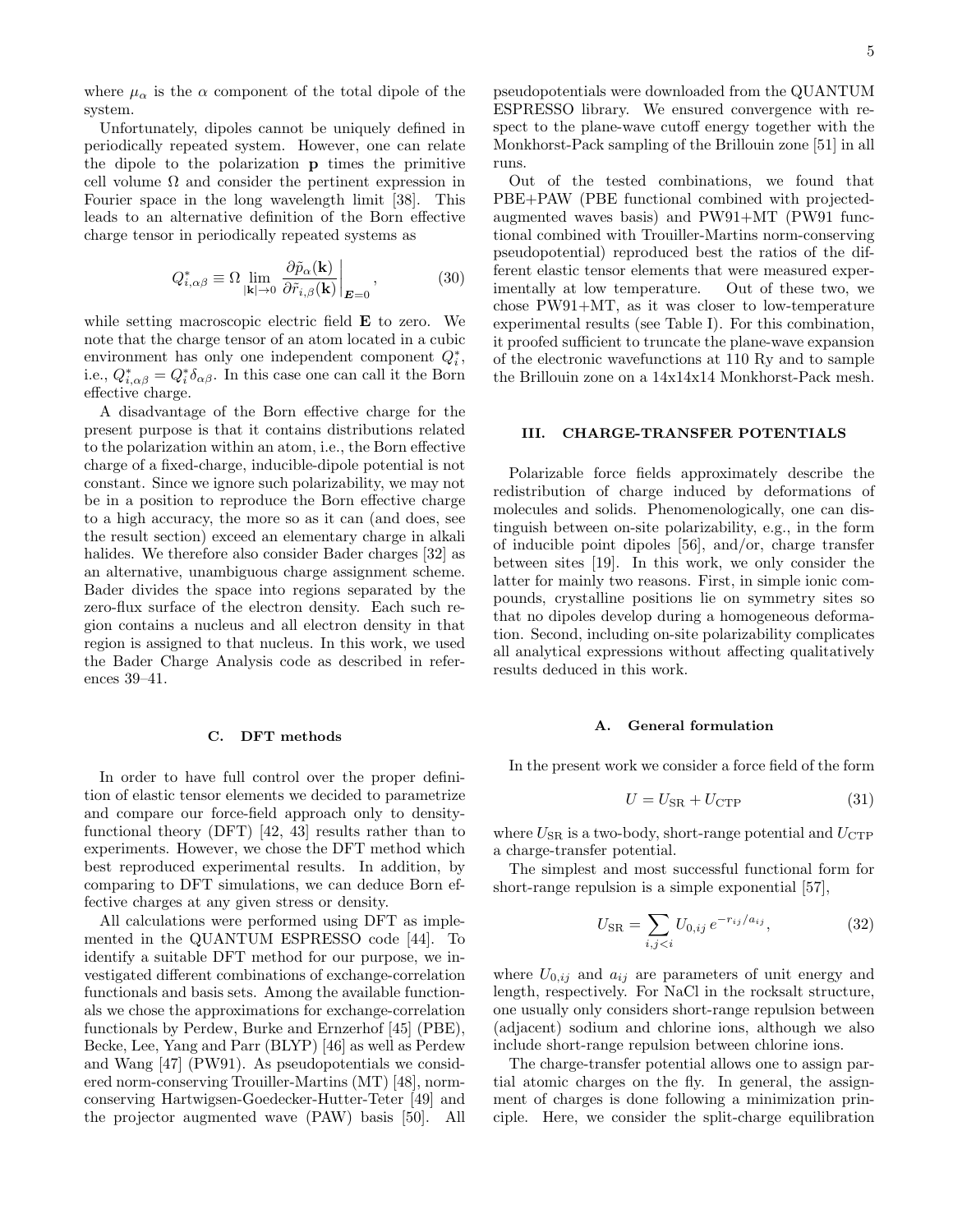where $\mu_\alpha$ is the $\alpha$ component of the total dipole of the system.

Unfortunately, dipoles cannot be uniquely defined in periodically repeated system. However, one can relate the dipole to the polarization $\mathbf{p}$ times the primitive cell volume $\Omega$ and consider the pertinent expression in Fourier space in the long wavelength limit [38]. This leads to an alternative definition of the Born effective charge tensor in periodically repeated systems as

$$Q^*_{i,\alpha\beta} \equiv \Omega \lim_{|\mathbf{k}|\to 0} \left.\frac{\partial \tilde{p}_\alpha(\mathbf{k})}{\partial \tilde{r}_{i,\beta}(\mathbf{k})}\right|_{\boldsymbol{E}=0}, \tag{30}$$

while setting macroscopic electric field $\mathbf{E}$ to zero. We note that the charge tensor of an atom located in a cubic environment has only one independent component $Q^*_i$, i.e., $Q^*_{i,\alpha\beta} = Q^*_i \delta_{\alpha\beta}$. In this case one can call it the Born effective charge.

A disadvantage of the Born effective charge for the present purpose is that it contains distributions related to the polarization within an atom, i.e., the Born effective charge of a fixed-charge, inducible-dipole potential is not constant. Since we ignore such polarizability, we may not be in a position to reproduce the Born effective charge to a high accuracy, the more so as it can (and does, see the result section) exceed an elementary charge in alkali halides. We therefore also consider Bader charges [32] as an alternative, unambiguous charge assignment scheme. Bader divides the space into regions separated by the zero-flux surface of the electron density. Each such region contains a nucleus and all electron density in that region is assigned to that nucleus. In this work, we used the Bader Charge Analysis code as described in references 39–41.

### C. DFT methods

In order to have full control over the proper definition of elastic tensor elements we decided to parametrize and compare our force-field approach only to density-functional theory (DFT) [42, 43] results rather than to experiments. However, we chose the DFT method which best reproduced experimental results. In addition, by comparing to DFT simulations, we can deduce Born effective charges at any given stress or density.

All calculations were performed using DFT as implemented in the QUANTUM ESPRESSO code [44]. To identify a suitable DFT method for our purpose, we investigated different combinations of exchange-correlation functionals and basis sets. Among the available functionals we chose the approximations for exchange-correlation functionals by Perdew, Burke and Ernzerhof [45] (PBE), Becke, Lee, Yang and Parr (BLYP) [46] as well as Perdew and Wang [47] (PW91). As pseudopotentials we considered norm-conserving Trouiller-Martins (MT) [48], norm-conserving Hartwigsen-Goedecker-Hutter-Teter [49] and the projector augmented wave (PAW) basis [50]. All pseudopotentials were downloaded from the QUANTUM ESPRESSO library. We ensured convergence with respect to the plane-wave cutoff energy together with the Monkhorst-Pack sampling of the Brillouin zone [51] in all runs.

Out of the tested combinations, we found that PBE+PAW (PBE functional combined with projected-augmented waves basis) and PW91+MT (PW91 functional combined with Trouiller-Martins norm-conserving pseudopotential) reproduced best the ratios of the different elastic tensor elements that were measured experimentally at low temperature. Out of these two, we chose PW91+MT, as it was closer to low-temperature experimental results (see Table I). For this combination, it proofed sufficient to truncate the plane-wave expansion of the electronic wavefunctions at 110 Ry and to sample the Brillouin zone on a 14x14x14 Monkhorst-Pack mesh.

## III. CHARGE-TRANSFER POTENTIALS

Polarizable force fields approximately describe the redistribution of charge induced by deformations of molecules and solids. Phenomenologically, one can distinguish between on-site polarizability, e.g., in the form of inducible point dipoles [56], and/or, charge transfer between sites [19]. In this work, we only consider the latter for mainly two reasons. First, in simple ionic compounds, crystalline positions lie on symmetry sites so that no dipoles develop during a homogeneous deformation. Second, including on-site polarizability complicates all analytical expressions without affecting qualitatively results deduced in this work.

### A. General formulation

In the present work we consider a force field of the form

$$U = U_{\mathrm{SR}} + U_{\mathrm{CTP}} \tag{31}$$

where $U_{\mathrm{SR}}$ is a two-body, short-range potential and $U_{\mathrm{CTP}}$ a charge-transfer potential.

The simplest and most successful functional form for short-range repulsion is a simple exponential [57],

$$U_{\mathrm{SR}} = \sum_{i,j<i} U_{0,ij}\, e^{-r_{ij}/a_{ij}}, \tag{32}$$

where $U_{0,ij}$ and $a_{ij}$ are parameters of unit energy and length, respectively. For NaCl in the rocksalt structure, one usually only considers short-range repulsion between (adjacent) sodium and chlorine ions, although we also include short-range repulsion between chlorine ions.

The charge-transfer potential allows one to assign partial atomic charges on the fly. In general, the assignment of charges is done following a minimization principle. Here, we consider the split-charge equilibration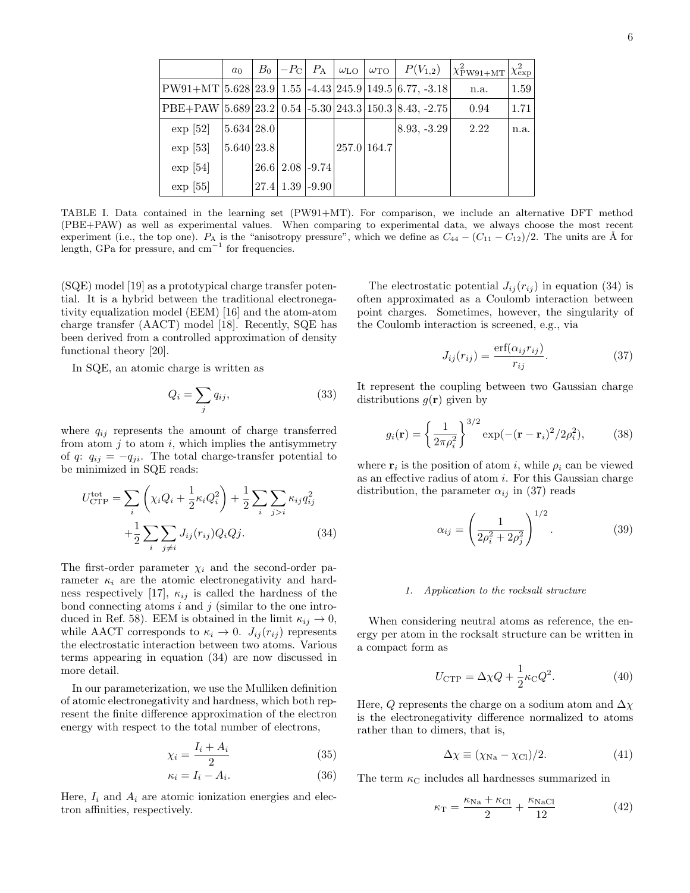|  | $a_0$ | $B_0$ | $-P_{\rm C}$ | $P_{\rm A}$ | $\omega_{\rm LO}$ | $\omega_{\rm TO}$ | $P(V_{1,2})$ | $\chi^2_{\rm PW91+MT}$ | $\chi^2_{\rm exp}$ |
|---|---|---|---|---|---|---|---|---|---|
| PW91+MT | 5.628 | 23.9 | 1.55 | -4.43 | 245.9 | 149.5 | 6.77, -3.18 | n.a. | 1.59 |
| PBE+PAW | 5.689 | 23.2 | 0.54 | -5.30 | 243.3 | 150.3 | 8.43, -2.75 | 0.94 | 1.71 |
| exp [52] | 5.634 | 28.0 |  |  |  |  | 8.93, -3.29 | 2.22 | n.a. |
| exp [53] | 5.640 | 23.8 |  |  | 257.0 | 164.7 |  |  |  |
| exp [54] |  | 26.6 | 2.08 | -9.74 |  |  |  |  |  |
| exp [55] |  | 27.4 | 1.39 | -9.90 |  |  |  |  |  |

TABLE I. Data contained in the learning set (PW91+MT). For comparison, we include an alternative DFT method (PBE+PAW) as well as experimental values. When comparing to experimental data, we always choose the most recent experiment (i.e., the top one). $P_{\rm A}$ is the "anisotropy pressure", which we define as $C_{44} - (C_{11} - C_{12})/2$. The units are Å for length, GPa for pressure, and cm$^{-1}$ for frequencies.

(SQE) model [19] as a prototypical charge transfer potential. It is a hybrid between the traditional electronegativity equalization model (EEM) [16] and the atom-atom charge transfer (AACT) model [18]. Recently, SQE has been derived from a controlled approximation of density functional theory [20].

In SQE, an atomic charge is written as

$$Q_i = \sum_j q_{ij}, \tag{33}$$

where $q_{ij}$ represents the amount of charge transferred from atom $j$ to atom $i$, which implies the antisymmetry of $q$: $q_{ij} = -q_{ji}$. The total charge-transfer potential to be minimized in SQE reads:

$$U^{\rm tot}_{\rm CTP} = \sum_i \left( \chi_i Q_i + \frac{1}{2}\kappa_i Q_i^2 \right) + \frac{1}{2}\sum_i \sum_{j>i} \kappa_{ij} q_{ij}^2 + \frac{1}{2}\sum_i \sum_{j\neq i} J_{ij}(r_{ij}) Q_i Qj. \tag{34}$$

The first-order parameter $\chi_i$ and the second-order parameter $\kappa_i$ are the atomic electronegativity and hardness respectively [17], $\kappa_{ij}$ is called the hardness of the bond connecting atoms $i$ and $j$ (similar to the one introduced in Ref. 58). EEM is obtained in the limit $\kappa_{ij} \to 0$, while AACT corresponds to $\kappa_i \to 0$. $J_{ij}(r_{ij})$ represents the electrostatic interaction between two atoms. Various terms appearing in equation (34) are now discussed in more detail.

In our parameterization, we use the Mulliken definition of atomic electronegativity and hardness, which both represent the finite difference approximation of the electron energy with respect to the total number of electrons,

$$\chi_i = \frac{I_i + A_i}{2} \tag{35}$$

$$\kappa_i = I_i - A_i. \tag{36}$$

Here, $I_i$ and $A_i$ are atomic ionization energies and electron affinities, respectively.

The electrostatic potential $J_{ij}(r_{ij})$ in equation (34) is often approximated as a Coulomb interaction between point charges. Sometimes, however, the singularity of the Coulomb interaction is screened, e.g., via

$$J_{ij}(r_{ij}) = \frac{\operatorname{erf}(\alpha_{ij} r_{ij})}{r_{ij}}. \tag{37}$$

It represent the coupling between two Gaussian charge distributions $g(\mathbf{r})$ given by

$$g_i(\mathbf{r}) = \left\{ \frac{1}{2\pi\rho_i^2} \right\}^{3/2} \exp(-(\mathbf{r} - \mathbf{r}_i)^2/2\rho_i^2), \tag{38}$$

where $\mathbf{r}_i$ is the position of atom $i$, while $\rho_i$ can be viewed as an effective radius of atom $i$. For this Gaussian charge distribution, the parameter $\alpha_{ij}$ in (37) reads

$$\alpha_{ij} = \left( \frac{1}{2\rho_i^2 + 2\rho_j^2} \right)^{1/2}. \tag{39}$$

#### 1. Application to the rocksalt structure

When considering neutral atoms as reference, the energy per atom in the rocksalt structure can be written in a compact form as

$$U_{\rm CTP} = \Delta\chi Q + \frac{1}{2}\kappa_{\rm C} Q^2. \tag{40}$$

Here, $Q$ represents the charge on a sodium atom and $\Delta\chi$ is the electronegativity difference normalized to atoms rather than to dimers, that is,

$$\Delta\chi \equiv (\chi_{\rm Na} - \chi_{\rm Cl})/2. \tag{41}$$

The term $\kappa_{\rm C}$ includes all hardnesses summarized in

$$\kappa_{\rm T} = \frac{\kappa_{\rm Na} + \kappa_{\rm Cl}}{2} + \frac{\kappa_{\rm NaCl}}{12} \tag{42}$$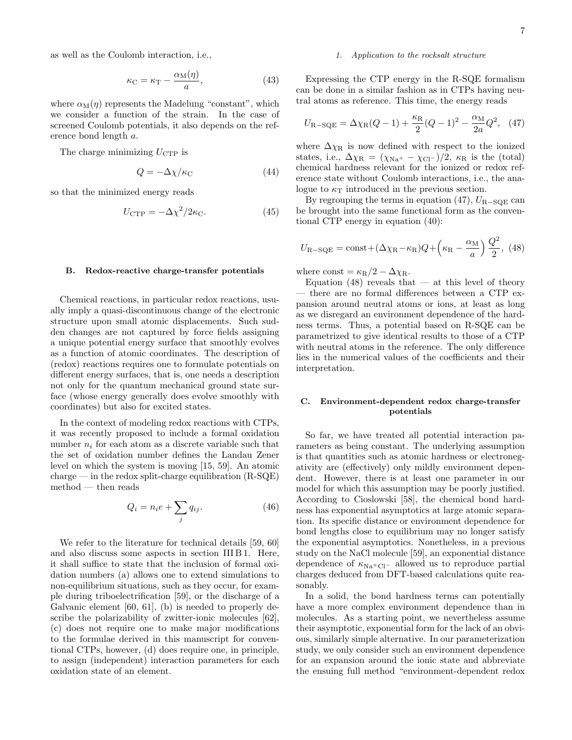as well as the Coulomb interaction, i.e.,

$$\kappa_{\rm C} = \kappa_{\rm T} - \frac{\alpha_{\rm M}(\eta)}{a}, \tag{43}$$

where $\alpha_{\rm M}(\eta)$ represents the Madelung "constant", which we consider a function of the strain. In the case of screened Coulomb potentials, it also depends on the reference bond length $a$.

The charge minimizing $U_{\rm CTP}$ is

$$Q = -\Delta\chi/\kappa_{\rm C} \tag{44}$$

so that the minimized energy reads

$$U_{\rm CTP} = -\Delta\chi^2/2\kappa_{\rm C}. \tag{45}$$

### B. Redox-reactive charge-transfer potentials

Chemical reactions, in particular redox reactions, usually imply a quasi-discontinuous change of the electronic structure upon small atomic displacements. Such sudden changes are not captured by force fields assigning a unique potential energy surface that smoothly evolves as a function of atomic coordinates. The description of (redox) reactions requires one to formulate potentials on different energy surfaces, that is, one needs a description not only for the quantum mechanical ground state surface (whose energy generally does evolve smoothly with coordinates) but also for excited states.

In the context of modeling redox reactions with CTPs, it was recently proposed to include a formal oxidation number $n_i$ for each atom as a discrete variable such that the set of oxidation number defines the Landau Zener level on which the system is moving [15, 59]. An atomic charge — in the redox split-charge equilibration (R-SQE) method — then reads

$$Q_i = n_i e + \sum_j q_{ij}. \tag{46}$$

We refer to the literature for technical details [59, 60] and also discuss some aspects in section III B 1. Here, it shall suffice to state that the inclusion of formal oxidation numbers (a) allows one to extend simulations to non-equilibrium situations, such as they occur, for example during triboelectrification [59], or the discharge of a Galvanic element [60, 61], (b) is needed to properly describe the polarizability of zwitter-ionic molecules [62], (c) does not require one to make major modifications to the formulae derived in this manuscript for conventional CTPs, however, (d) does require one, in principle, to assign (independent) interaction parameters for each oxidation state of an element.

#### 1. Application to the rocksalt structure

Expressing the CTP energy in the R-SQE formalism can be done in a similar fashion as in CTPs having neutral atoms as reference. This time, the energy reads

$$U_{\rm R-SQE} = \Delta\chi_{\rm R}(Q-1) + \frac{\kappa_{\rm R}}{2}(Q-1)^2 - \frac{\alpha_{\rm M}}{2a}Q^2, \tag{47}$$

where $\Delta\chi_{\rm R}$ is now defined with respect to the ionized states, i.e., $\Delta\chi_{\rm R} = (\chi_{\rm Na^+} - \chi_{\rm Cl^-})/2$, $\kappa_{\rm R}$ is the (total) chemical hardness relevant for the ionized or redox reference state without Coulomb interactions, i.e., the analogue to $\kappa_{\rm T}$ introduced in the previous section.

By regrouping the terms in equation (47), $U_{\rm R-SQE}$ can be brought into the same functional form as the conventional CTP energy in equation (40):

$$U_{\rm R-SQE} = {\rm const} + (\Delta\chi_{\rm R} - \kappa_{\rm R})Q + \left(\kappa_{\rm R} - \frac{\alpha_{\rm M}}{a}\right)\frac{Q^2}{2}, \tag{48}$$

where ${\rm const} = \kappa_{\rm R}/2 - \Delta\chi_{\rm R}$.

Equation (48) reveals that — at this level of theory — there are no formal differences between a CTP expansion around neutral atoms or ions, at least as long as we disregard an environment dependence of the hardness terms. Thus, a potential based on R-SQE can be parametrized to give identical results to those of a CTP with neutral atoms in the reference. The only difference lies in the numerical values of the coefficients and their interpretation.

### C. Environment-dependent redox charge-transfer potentials

So far, we have treated all potential interaction parameters as being constant. The underlying assumption is that quantities such as atomic hardness or electronegativity are (effectively) only mildly environment dependent. However, there is at least one parameter in our model for which this assumption may be poorly justified. According to Cioslowski [58], the chemical bond hardness has exponential asymptotics at large atomic separation. Its specific distance or environment dependence for bond lengths close to equilibrium may no longer satisfy the exponential asymptotics. Nonetheless, in a previous study on the NaCl molecule [59], an exponential distance dependence of $\kappa_{\rm Na^+Cl^-}$ allowed us to reproduce partial charges deduced from DFT-based calculations quite reasonably.

In a solid, the bond hardness terms can potentially have a more complex environment dependence than in molecules. As a starting point, we nevertheless assume their asymptotic, exponential form for the lack of an obvious, similarly simple alternative. In our parameterization study, we only consider such an environment dependence for an expansion around the ionic state and abbreviate the ensuing full method "environment-dependent redox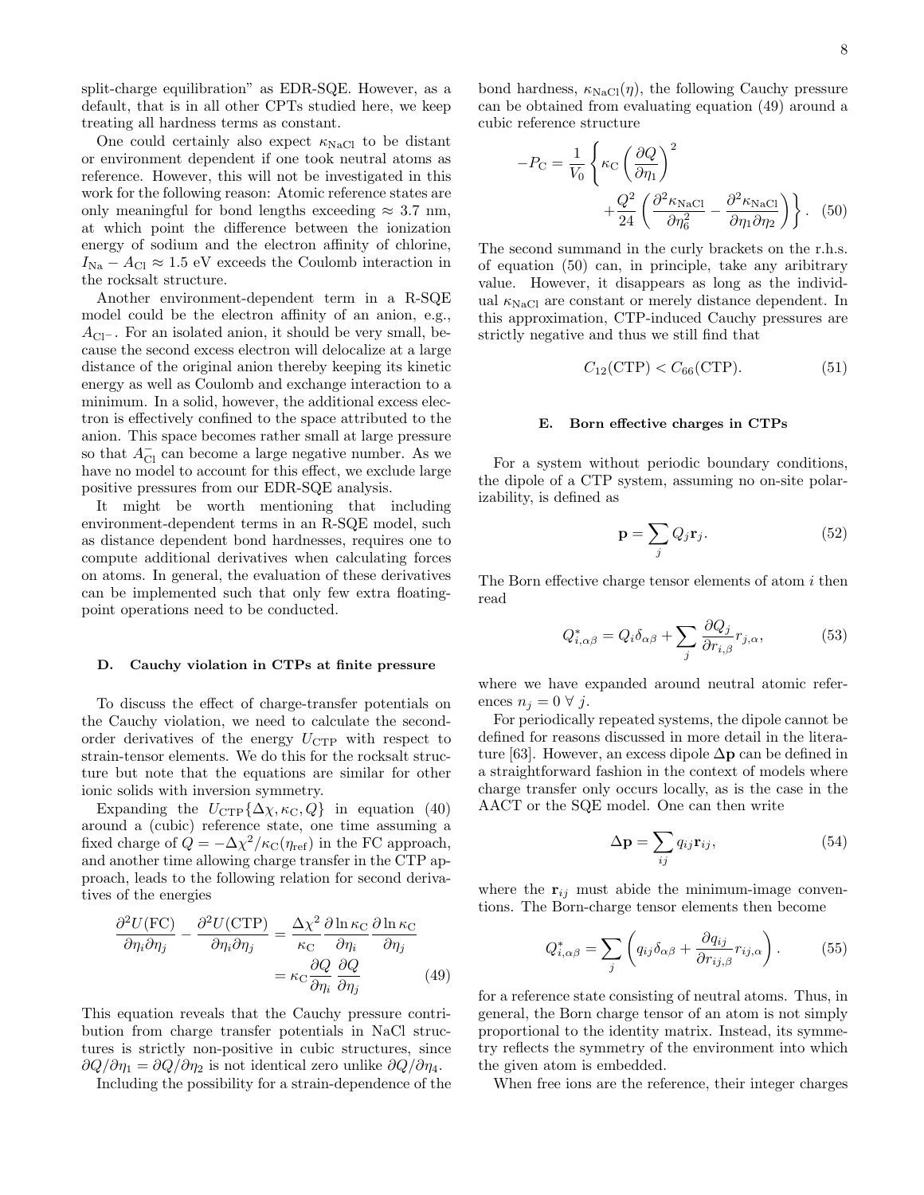split-charge equilibration" as EDR-SQE. However, as a default, that is in all other CPTs studied here, we keep treating all hardness terms as constant.

One could certainly also expect $\kappa_{\rm NaCl}$ to be distant or environment dependent if one took neutral atoms as reference. However, this will not be investigated in this work for the following reason: Atomic reference states are only meaningful for bond lengths exceeding $\approx 3.7$ nm, at which point the difference between the ionization energy of sodium and the electron affinity of chlorine, $I_{\rm Na} - A_{\rm Cl} \approx 1.5$ eV exceeds the Coulomb interaction in the rocksalt structure.

Another environment-dependent term in a R-SQE model could be the electron affinity of an anion, e.g., $A_{\rm Cl^-}$. For an isolated anion, it should be very small, because the second excess electron will delocalize at a large distance of the original anion thereby keeping its kinetic energy as well as Coulomb and exchange interaction to a minimum. In a solid, however, the additional excess electron is effectively confined to the space attributed to the anion. This space becomes rather small at large pressure so that $A^-_{\rm Cl}$ can become a large negative number. As we have no model to account for this effect, we exclude large positive pressures from our EDR-SQE analysis.

It might be worth mentioning that including environment-dependent terms in an R-SQE model, such as distance dependent bond hardnesses, requires one to compute additional derivatives when calculating forces on atoms. In general, the evaluation of these derivatives can be implemented such that only few extra floating-point operations need to be conducted.

### D. Cauchy violation in CTPs at finite pressure

To discuss the effect of charge-transfer potentials on the Cauchy violation, we need to calculate the second-order derivatives of the energy $U_{\rm CTP}$ with respect to strain-tensor elements. We do this for the rocksalt structure but note that the equations are similar for other ionic solids with inversion symmetry.

Expanding the $U_{\rm CTP}\{\Delta\chi, \kappa_{\rm C}, Q\}$ in equation (40) around a (cubic) reference state, one time assuming a fixed charge of $Q = -\Delta\chi^2/\kappa_{\rm C}(\eta_{\rm ref})$ in the FC approach, and another time allowing charge transfer in the CTP approach, leads to the following relation for second derivatives of the energies

$$\frac{\partial^2 U({\rm FC})}{\partial\eta_i\partial\eta_j} - \frac{\partial^2 U({\rm CTP})}{\partial\eta_i\partial\eta_j} = \frac{\Delta\chi^2}{\kappa_{\rm C}}\frac{\partial\ln\kappa_{\rm C}}{\partial\eta_i}\frac{\partial\ln\kappa_{\rm C}}{\partial\eta_j} = \kappa_{\rm C}\frac{\partial Q}{\partial\eta_i}\frac{\partial Q}{\partial\eta_j} \tag{49}$$

This equation reveals that the Cauchy pressure contribution from charge transfer potentials in NaCl structures is strictly non-positive in cubic structures, since $\partial Q/\partial\eta_1 = \partial Q/\partial\eta_2$ is not identical zero unlike $\partial Q/\partial\eta_4$.

Including the possibility for a strain-dependence of the bond hardness, $\kappa_{\rm NaCl}(\eta)$, the following Cauchy pressure can be obtained from evaluating equation (49) around a cubic reference structure

$$-P_{\rm C} = \frac{1}{V_0}\left\{\kappa_{\rm C}\left(\frac{\partial Q}{\partial\eta_1}\right)^2 + \frac{Q^2}{24}\left(\frac{\partial^2\kappa_{\rm NaCl}}{\partial\eta_6^2} - \frac{\partial^2\kappa_{\rm NaCl}}{\partial\eta_1\partial\eta_2}\right)\right\}. \tag{50}$$

The second summand in the curly brackets on the r.h.s. of equation (50) can, in principle, take any aribitrary value. However, it disappears as long as the individual $\kappa_{\rm NaCl}$ are constant or merely distance dependent. In this approximation, CTP-induced Cauchy pressures are strictly negative and thus we still find that

$$C_{12}({\rm CTP}) < C_{66}({\rm CTP}). \tag{51}$$

### E. Born effective charges in CTPs

For a system without periodic boundary conditions, the dipole of a CTP system, assuming no on-site polarizability, is defined as

$$\mathbf{p} = \sum_j Q_j \mathbf{r}_j. \tag{52}$$

The Born effective charge tensor elements of atom $i$ then read

$$Q^*_{i,\alpha\beta} = Q_i\delta_{\alpha\beta} + \sum_j \frac{\partial Q_j}{\partial r_{i,\beta}} r_{j,\alpha}, \tag{53}$$

where we have expanded around neutral atomic references $n_j = 0 \;\forall\; j$.

For periodically repeated systems, the dipole cannot be defined for reasons discussed in more detail in the literature [63]. However, an excess dipole $\Delta\mathbf{p}$ can be defined in a straightforward fashion in the context of models where charge transfer only occurs locally, as is the case in the AACT or the SQE model. One can then write

$$\Delta\mathbf{p} = \sum_{ij} q_{ij}\mathbf{r}_{ij}, \tag{54}$$

where the $\mathbf{r}_{ij}$ must abide the minimum-image conventions. The Born-charge tensor elements then become

$$Q^*_{i,\alpha\beta} = \sum_j \left(q_{ij}\delta_{\alpha\beta} + \frac{\partial q_{ij}}{\partial r_{ij,\beta}} r_{ij,\alpha}\right). \tag{55}$$

for a reference state consisting of neutral atoms. Thus, in general, the Born charge tensor of an atom is not simply proportional to the identity matrix. Instead, its symmetry reflects the symmetry of the environment into which the given atom is embedded.

When free ions are the reference, their integer charges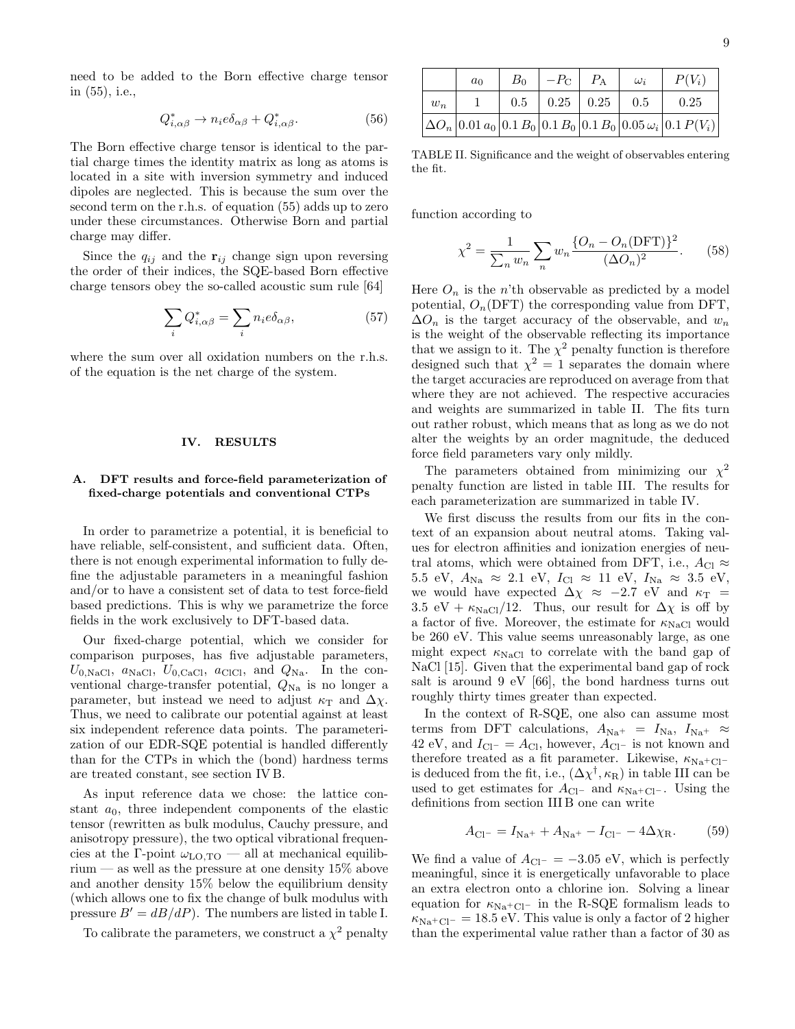need to be added to the Born effective charge tensor in (55), i.e.,

$$Q^*_{i,\alpha\beta} \to n_i e \delta_{\alpha\beta} + Q^*_{i,\alpha\beta}. \tag{56}$$

The Born effective charge tensor is identical to the partial charge times the identity matrix as long as atoms is located in a site with inversion symmetry and induced dipoles are neglected. This is because the sum over the second term on the r.h.s. of equation (55) adds up to zero under these circumstances. Otherwise Born and partial charge may differ.

Since the $q_{ij}$ and the $\mathbf{r}_{ij}$ change sign upon reversing the order of their indices, the SQE-based Born effective charge tensors obey the so-called acoustic sum rule [64]

$$\sum_i Q^*_{i,\alpha\beta} = \sum_i n_i e \delta_{\alpha\beta}, \tag{57}$$

where the sum over all oxidation numbers on the r.h.s. of the equation is the net charge of the system.

## IV. RESULTS

### A. DFT results and force-field parameterization of fixed-charge potentials and conventional CTPs

In order to parametrize a potential, it is beneficial to have reliable, self-consistent, and sufficient data. Often, there is not enough experimental information to fully define the adjustable parameters in a meaningful fashion and/or to have a consistent set of data to test force-field based predictions. This is why we parametrize the force fields in the work exclusively to DFT-based data.

Our fixed-charge potential, which we consider for comparison purposes, has five adjustable parameters, $U_{0,\mathrm{NaCl}}$, $a_{\mathrm{NaCl}}$, $U_{0,\mathrm{CaCl}}$, $a_{\mathrm{ClCl}}$, and $Q_{\mathrm{Na}}$. In the conventional charge-transfer potential, $Q_{\mathrm{Na}}$ is no longer a parameter, but instead we need to adjust $\kappa_{\mathrm{T}}$ and $\Delta\chi$. Thus, we need to calibrate our potential against at least six independent reference data points. The parameterization of our EDR-SQE potential is handled differently than for the CTPs in which the (bond) hardness terms are treated constant, see section IV B.

As input reference data we chose: the lattice constant $a_0$, three independent components of the elastic tensor (rewritten as bulk modulus, Cauchy pressure, and anisotropy pressure), the two optical vibrational frequencies at the Γ-point $\omega_{\mathrm{LO,TO}}$ — all at mechanical equilibrium — as well as the pressure at one density 15% above and another density 15% below the equilibrium density (which allows one to fix the change of bulk modulus with pressure $B' = dB/dP$). The numbers are listed in table I.

To calibrate the parameters, we construct a $\chi^2$ penalty function according to

|  | $a_0$ | $B_0$ | $-P_{\mathrm{C}}$ | $P_{\mathrm{A}}$ | $\omega_i$ | $P(V_i)$ |
|---|---|---|---|---|---|---|
| $w_n$ | 1 | 0.5 | 0.25 | 0.25 | 0.5 | 0.25 |
| $\Delta O_n$ | $0.01\,a_0$ | $0.1\,B_0$ | $0.1\,B_0$ | $0.1\,B_0$ | $0.05\,\omega_i$ | $0.1\,P(V_i)$ |

TABLE II. Significance and the weight of observables entering the fit.

$$\chi^2 = \frac{1}{\sum_n w_n} \sum_n w_n \frac{\{O_n - O_n(\mathrm{DFT})\}^2}{(\Delta O_n)^2}. \tag{58}$$

Here $O_n$ is the $n$'th observable as predicted by a model potential, $O_n(\mathrm{DFT})$ the corresponding value from DFT, $\Delta O_n$ is the target accuracy of the observable, and $w_n$ is the weight of the observable reflecting its importance that we assign to it. The $\chi^2$ penalty function is therefore designed such that $\chi^2 = 1$ separates the domain where the target accuracies are reproduced on average from that where they are not achieved. The respective accuracies and weights are summarized in table II. The fits turn out rather robust, which means that as long as we do not alter the weights by an order magnitude, the deduced force field parameters vary only mildly.

The parameters obtained from minimizing our $\chi^2$ penalty function are listed in table III. The results for each parameterization are summarized in table IV.

We first discuss the results from our fits in the context of an expansion about neutral atoms. Taking values for electron affinities and ionization energies of neutral atoms, which were obtained from DFT, i.e., $A_{\mathrm{Cl}} \approx 5.5$ eV, $A_{\mathrm{Na}} \approx 2.1$ eV, $I_{\mathrm{Cl}} \approx 11$ eV, $I_{\mathrm{Na}} \approx 3.5$ eV, we would have expected $\Delta\chi \approx -2.7$ eV and $\kappa_{\mathrm{T}} = 3.5\ \mathrm{eV} + \kappa_{\mathrm{NaCl}}/12$. Thus, our result for $\Delta\chi$ is off by a factor of five. Moreover, the estimate for $\kappa_{\mathrm{NaCl}}$ would be 260 eV. This value seems unreasonably large, as one might expect $\kappa_{\mathrm{NaCl}}$ to correlate with the band gap of NaCl [15]. Given that the experimental band gap of rock salt is around 9 eV [66], the bond hardness turns out roughly thirty times greater than expected.

In the context of R-SQE, one also can assume most terms from DFT calculations, $A_{\mathrm{Na}^+} = I_{\mathrm{Na}}$, $I_{\mathrm{Na}^+} \approx 42$ eV, and $I_{\mathrm{Cl}^-} = A_{\mathrm{Cl}}$, however, $A_{\mathrm{Cl}^-}$ is not known and therefore treated as a fit parameter. Likewise, $\kappa_{\mathrm{Na}^+\mathrm{Cl}^-}$ is deduced from the fit, i.e., $(\Delta\chi^\dagger, \kappa_{\mathrm{R}})$ in table III can be used to get estimates for $A_{\mathrm{Cl}^-}$ and $\kappa_{\mathrm{Na}^+\mathrm{Cl}^-}$. Using the definitions from section III B one can write

$$A_{\mathrm{Cl}^-} = I_{\mathrm{Na}^+} + A_{\mathrm{Na}^+} - I_{\mathrm{Cl}^-} - 4\Delta\chi_{\mathrm{R}}. \tag{59}$$

We find a value of $A_{\mathrm{Cl}^-} = -3.05$ eV, which is perfectly meaningful, since it is energetically unfavorable to place an extra electron onto a chlorine ion. Solving a linear equation for $\kappa_{\mathrm{Na}^+\mathrm{Cl}^-}$ in the R-SQE formalism leads to $\kappa_{\mathrm{Na}^+\mathrm{Cl}^-} = 18.5$ eV. This value is only a factor of 2 higher than the experimental value rather than a factor of 30 as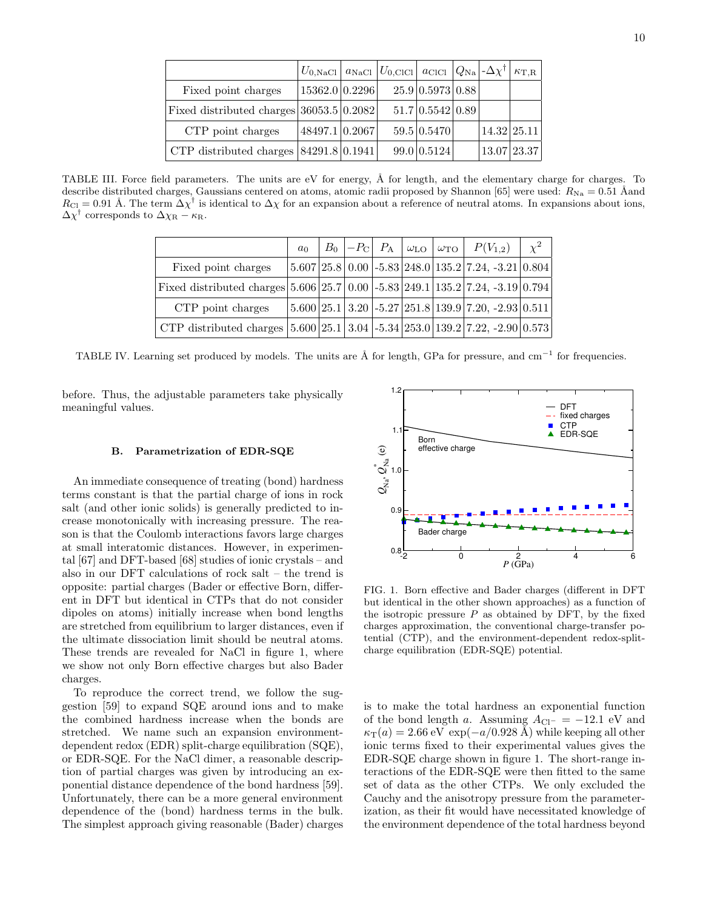|  | $U_{0,\mathrm{NaCl}}$ | $a_{\mathrm{NaCl}}$ | $U_{0,\mathrm{ClCl}}$ | $a_{\mathrm{ClCl}}$ | $Q_{\mathrm{Na}}$ | $-\Delta\chi^{\dagger}$ | $\kappa_{\mathrm{T,R}}$ |
|---|---|---|---|---|---|---|---|
| Fixed point charges | 15362.0 | 0.2296 | 25.9 | 0.5973 | 0.88 |  |  |
| Fixed distributed charges | 36053.5 | 0.2082 | 51.7 | 0.5542 | 0.89 |  |  |
| CTP point charges | 48497.1 | 0.2067 | 59.5 | 0.5470 |  | 14.32 | 25.11 |
| CTP distributed charges | 84291.8 | 0.1941 | 99.0 | 0.5124 |  | 13.07 | 23.37 |

TABLE III. Force field parameters. The units are eV for energy, Å for length, and the elementary charge for charges. To describe distributed charges, Gaussians centered on atoms, atomic radii proposed by Shannon [65] were used: $R_{\mathrm{Na}} = 0.51$ Åand $R_{\mathrm{Cl}} = 0.91$ Å. The term $\Delta\chi^{\dagger}$ is identical to $\Delta\chi$ for an expansion about a reference of neutral atoms. In expansions about ions, $\Delta\chi^{\dagger}$ corresponds to $\Delta\chi_{\mathrm{R}} - \kappa_{\mathrm{R}}$.

|  | $a_0$ | $B_0$ | $-P_{\mathrm{C}}$ | $P_{\mathrm{A}}$ | $\omega_{\mathrm{LO}}$ | $\omega_{\mathrm{TO}}$ | $P(V_{1,2})$ | $\chi^2$ |
|---|---|---|---|---|---|---|---|---|
| Fixed point charges | 5.607 | 25.8 | 0.00 | -5.83 | 248.0 | 135.2 | 7.24, -3.21 | 0.804 |
| Fixed distributed charges | 5.606 | 25.7 | 0.00 | -5.83 | 249.1 | 135.2 | 7.24, -3.19 | 0.794 |
| CTP point charges | 5.600 | 25.1 | 3.20 | -5.27 | 251.8 | 139.9 | 7.20, -2.93 | 0.511 |
| CTP distributed charges | 5.600 | 25.1 | 3.04 | -5.34 | 253.0 | 139.2 | 7.22, -2.90 | 0.573 |

TABLE IV. Learning set produced by models. The units are Å for length, GPa for pressure, and cm$^{-1}$ for frequencies.

before. Thus, the adjustable parameters take physically meaningful values.

### B. Parametrization of EDR-SQE

An immediate consequence of treating (bond) hardness terms constant is that the partial charge of ions in rock salt (and other ionic solids) is generally predicted to increase monotonically with increasing pressure. The reason is that the Coulomb interactions favors large charges at small interatomic distances. However, in experimental [67] and DFT-based [68] studies of ionic crystals – and also in our DFT calculations of rock salt – the trend is opposite: partial charges (Bader or effective Born, different in DFT but identical in CTPs that do not consider dipoles on atoms) initially increase when bond lengths are stretched from equilibrium to larger distances, even if the ultimate dissociation limit should be neutral atoms. These trends are revealed for NaCl in figure 1, where we show not only Born effective charges but also Bader charges.

To reproduce the correct trend, we follow the suggestion [59] to expand SQE around ions and to make the combined hardness increase when the bonds are stretched. We name such an expansion environment-dependent redox (EDR) split-charge equilibration (SQE), or EDR-SQE. For the NaCl dimer, a reasonable description of partial charges was given by introducing an exponential distance dependence of the bond hardness [59]. Unfortunately, there can be a more general environment dependence of the (bond) hardness terms in the bulk. The simplest approach giving reasonable (Bader) charges is to make the total hardness an exponential function of the bond length $a$. Assuming $A_{\mathrm{Cl}^-} = -12.1$ eV and $\kappa_{\mathrm{T}}(a) = 2.66\ \mathrm{eV}\ \exp(-a/0.928\ \text{Å})$ while keeping all other ionic terms fixed to their experimental values gives the EDR-SQE charge shown in figure 1. The short-range interactions of the EDR-SQE were then fitted to the same set of data as the other CTPs. We only excluded the Cauchy and the anisotropy pressure from the parameterization, as their fit would have necessitated knowledge of the environment dependence of the total hardness beyond

FIG. 1. Born effective and Bader charges (different in DFT but identical in the other shown approaches) as a function of the isotropic pressure $P$ as obtained by DFT, by the fixed charges approximation, the conventional charge-transfer potential (CTP), and the environment-dependent redox-split-charge equilibration (EDR-SQE) potential.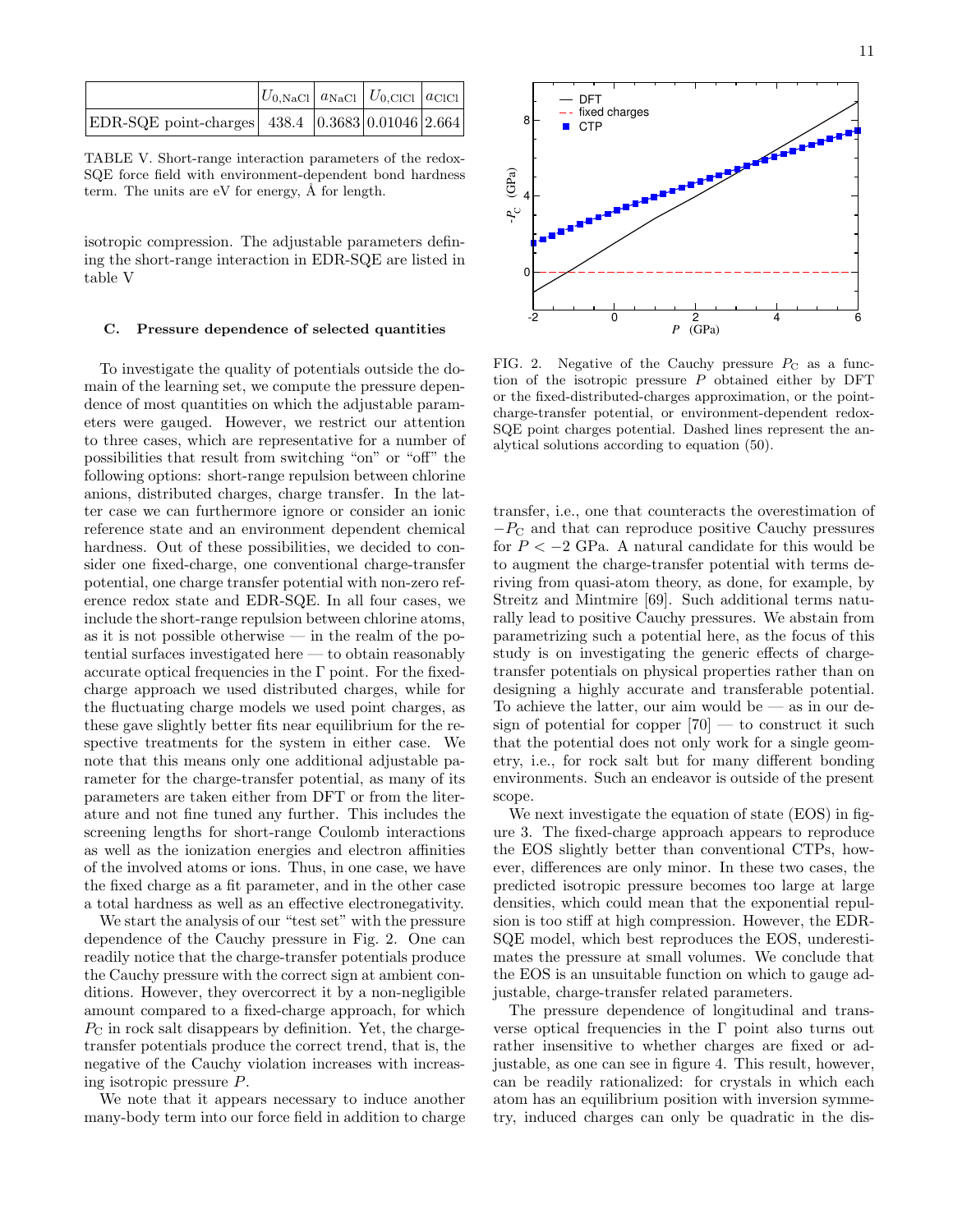| | $U_{0,\mathrm{NaCl}}$ | $a_{\mathrm{NaCl}}$ | $U_{0,\mathrm{ClCl}}$ | $a_{\mathrm{ClCl}}$ |
|---|---|---|---|---|
| EDR-SQE point-charges | 438.4 | 0.3683 | 0.01046 | 2.664 |

TABLE V. Short-range interaction parameters of the redox-SQE force field with environment-dependent bond hardness term. The units are eV for energy, Å for length.

isotropic compression. The adjustable parameters defining the short-range interaction in EDR-SQE are listed in table V

### C. Pressure dependence of selected quantities

To investigate the quality of potentials outside the domain of the learning set, we compute the pressure dependence of most quantities on which the adjustable parameters were gauged. However, we restrict our attention to three cases, which are representative for a number of possibilities that result from switching "on" or "off" the following options: short-range repulsion between chlorine anions, distributed charges, charge transfer. In the latter case we can furthermore ignore or consider an ionic reference state and an environment dependent chemical hardness. Out of these possibilities, we decided to consider one fixed-charge, one conventional charge-transfer potential, one charge transfer potential with non-zero reference redox state and EDR-SQE. In all four cases, we include the short-range repulsion between chlorine atoms, as it is not possible otherwise — in the realm of the potential surfaces investigated here — to obtain reasonably accurate optical frequencies in the Γ point. For the fixed-charge approach we used distributed charges, while for the fluctuating charge models we used point charges, as these gave slightly better fits near equilibrium for the respective treatments for the system in either case. We note that this means only one additional adjustable parameter for the charge-transfer potential, as many of its parameters are taken either from DFT or from the literature and not fine tuned any further. This includes the screening lengths for short-range Coulomb interactions as well as the ionization energies and electron affinities of the involved atoms or ions. Thus, in one case, we have the fixed charge as a fit parameter, and in the other case a total hardness as well as an effective electronegativity.

We start the analysis of our "test set" with the pressure dependence of the Cauchy pressure in Fig. 2. One can readily notice that the charge-transfer potentials produce the Cauchy pressure with the correct sign at ambient conditions. However, they overcorrect it by a non-negligible amount compared to a fixed-charge approach, for which $P_{\mathrm{C}}$ in rock salt disappears by definition. Yet, the charge-transfer potentials produce the correct trend, that is, the negative of the Cauchy violation increases with increasing isotropic pressure $P$.

We note that it appears necessary to induce another many-body term into our force field in addition to charge

DFT
fixed charges
CTP
$-P_{\mathrm{C}}$ (GPa)
$P$ (GPa)
-2
0
2
4
6
0
4
8

FIG. 2. Negative of the Cauchy pressure $P_{\mathrm{C}}$ as a function of the isotropic pressure $P$ obtained either by DFT or the fixed-distributed-charges approximation, or the point-charge-transfer potential, or environment-dependent redox-SQE point charges potential. Dashed lines represent the analytical solutions according to equation (50).

transfer, i.e., one that counteracts the overestimation of $-P_{\mathrm{C}}$ and that can reproduce positive Cauchy pressures for $P < -2$ GPa. A natural candidate for this would be to augment the charge-transfer potential with terms deriving from quasi-atom theory, as done, for example, by Streitz and Mintmire [69]. Such additional terms naturally lead to positive Cauchy pressures. We abstain from parametrizing such a potential here, as the focus of this study is on investigating the generic effects of charge-transfer potentials on physical properties rather than on designing a highly accurate and transferable potential. To achieve the latter, our aim would be — as in our design of potential for copper [70] — to construct it such that the potential does not only work for a single geometry, i.e., for rock salt but for many different bonding environments. Such an endeavor is outside of the present scope.

We next investigate the equation of state (EOS) in figure 3. The fixed-charge approach appears to reproduce the EOS slightly better than conventional CTPs, however, differences are only minor. In these two cases, the predicted isotropic pressure becomes too large at large densities, which could mean that the exponential repulsion is too stiff at high compression. However, the EDR-SQE model, which best reproduces the EOS, underestimates the pressure at small volumes. We conclude that the EOS is an unsuitable function on which to gauge adjustable, charge-transfer related parameters.

The pressure dependence of longitudinal and transverse optical frequencies in the Γ point also turns out rather insensitive to whether charges are fixed or adjustable, as one can see in figure 4. This result, however, can be readily rationalized: for crystals in which each atom has an equilibrium position with inversion symmetry, induced charges can only be quadratic in the dis-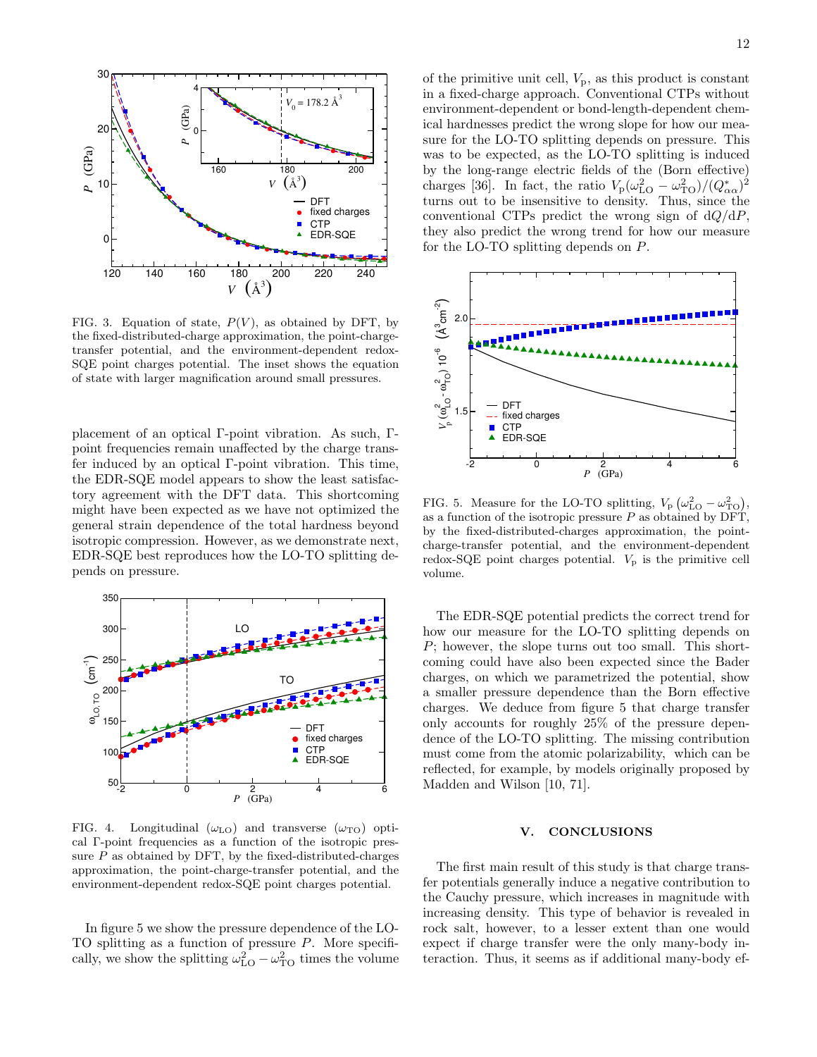FIG. 3. Equation of state, $P(V)$, as obtained by DFT, by the fixed-distributed-charge approximation, the point-charge-transfer potential, and the environment-dependent redox-SQE point charges potential. The inset shows the equation of state with larger magnification around small pressures.

placement of an optical Γ-point vibration. As such, Γ-point frequencies remain unaffected by the charge transfer induced by an optical Γ-point vibration. This time, the EDR-SQE model appears to show the least satisfactory agreement with the DFT data. This shortcoming might have been expected as we have not optimized the general strain dependence of the total hardness beyond isotropic compression. However, as we demonstrate next, EDR-SQE best reproduces how the LO-TO splitting depends on pressure.

FIG. 4. Longitudinal ($\omega_{\rm LO}$) and transverse ($\omega_{\rm TO}$) optical Γ-point frequencies as a function of the isotropic pressure $P$ as obtained by DFT, by the fixed-distributed-charges approximation, the point-charge-transfer potential, and the environment-dependent redox-SQE point charges potential.

In figure 5 we show the pressure dependence of the LO-TO splitting as a function of pressure $P$. More specifically, we show the splitting $\omega_{\rm LO}^2 - \omega_{\rm TO}^2$ times the volume of the primitive unit cell, $V_{\rm p}$, as this product is constant in a fixed-charge approach. Conventional CTPs without environment-dependent or bond-length-dependent chemical hardnesses predict the wrong slope for how our measure for the LO-TO splitting depends on pressure. This was to be expected, as the LO-TO splitting is induced by the long-range electric fields of the (Born effective) charges [36]. In fact, the ratio $V_{\rm p}(\omega_{\rm LO}^2 - \omega_{\rm TO}^2)/(Q_{\alpha\alpha}^*)^2$ turns out to be insensitive to density. Thus, since the conventional CTPs predict the wrong sign of $\mathrm{d}Q/\mathrm{d}P$, they also predict the wrong trend for how our measure for the LO-TO splitting depends on $P$.

FIG. 5. Measure for the LO-TO splitting, $V_{\rm p}\left(\omega_{\rm LO}^2 - \omega_{\rm TO}^2\right)$, as a function of the isotropic pressure $P$ as obtained by DFT, by the fixed-distributed-charges approximation, the point-charge-transfer potential, and the environment-dependent redox-SQE point charges potential. $V_{\rm p}$ is the primitive cell volume.

The EDR-SQE potential predicts the correct trend for how our measure for the LO-TO splitting depends on $P$; however, the slope turns out too small. This shortcoming could have also been expected since the Bader charges, on which we parametrized the potential, show a smaller pressure dependence than the Born effective charges. We deduce from figure 5 that charge transfer only accounts for roughly 25% of the pressure dependence of the LO-TO splitting. The missing contribution must come from the atomic polarizability, which can be reflected, for example, by models originally proposed by Madden and Wilson [10, 71].

## V. CONCLUSIONS

The first main result of this study is that charge transfer potentials generally induce a negative contribution to the Cauchy pressure, which increases in magnitude with increasing density. This type of behavior is revealed in rock salt, however, to a lesser extent than one would expect if charge transfer were the only many-body interaction. Thus, it seems as if additional many-body ef-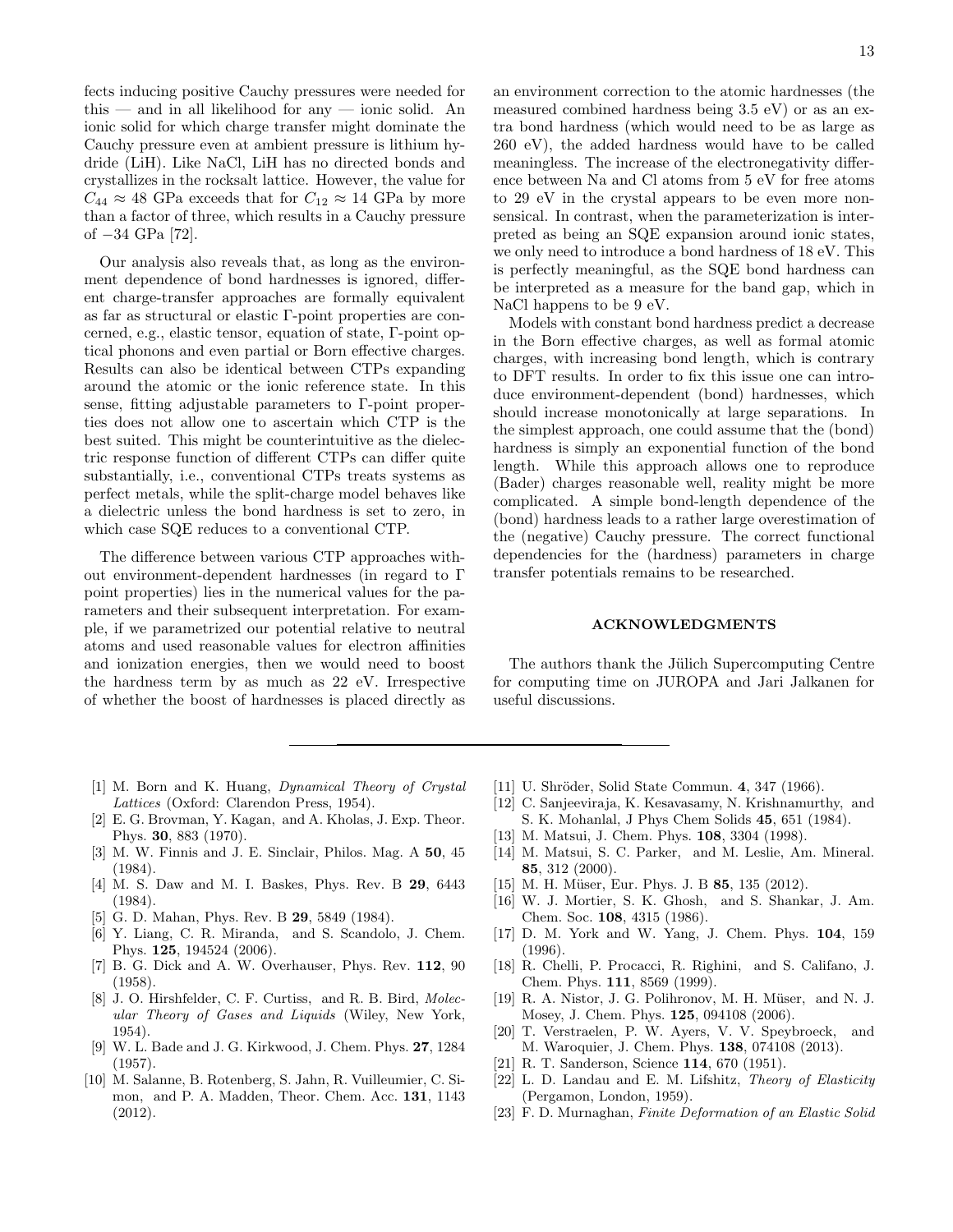fects inducing positive Cauchy pressures were needed for this — and in all likelihood for any — ionic solid. An ionic solid for which charge transfer might dominate the Cauchy pressure even at ambient pressure is lithium hydride (LiH). Like NaCl, LiH has no directed bonds and crystallizes in the rocksalt lattice. However, the value for $C_{44} \approx 48$ GPa exceeds that for $C_{12} \approx 14$ GPa by more than a factor of three, which results in a Cauchy pressure of $-34$ GPa [72].

Our analysis also reveals that, as long as the environment dependence of bond hardnesses is ignored, different charge-transfer approaches are formally equivalent as far as structural or elastic Γ-point properties are concerned, e.g., elastic tensor, equation of state, Γ-point optical phonons and even partial or Born effective charges. Results can also be identical between CTPs expanding around the atomic or the ionic reference state. In this sense, fitting adjustable parameters to Γ-point properties does not allow one to ascertain which CTP is the best suited. This might be counterintuitive as the dielectric response function of different CTPs can differ quite substantially, i.e., conventional CTPs treats systems as perfect metals, while the split-charge model behaves like a dielectric unless the bond hardness is set to zero, in which case SQE reduces to a conventional CTP.

The difference between various CTP approaches without environment-dependent hardnesses (in regard to Γ point properties) lies in the numerical values for the parameters and their subsequent interpretation. For example, if we parametrized our potential relative to neutral atoms and used reasonable values for electron affinities and ionization energies, then we would need to boost the hardness term by as much as 22 eV. Irrespective of whether the boost of hardnesses is placed directly as an environment correction to the atomic hardnesses (the measured combined hardness being 3.5 eV) or as an extra bond hardness (which would need to be as large as 260 eV), the added hardness would have to be called meaningless. The increase of the electronegativity difference between Na and Cl atoms from 5 eV for free atoms to 29 eV in the crystal appears to be even more nonsensical. In contrast, when the parameterization is interpreted as being an SQE expansion around ionic states, we only need to introduce a bond hardness of 18 eV. This is perfectly meaningful, as the SQE bond hardness can be interpreted as a measure for the band gap, which in NaCl happens to be 9 eV.

Models with constant bond hardness predict a decrease in the Born effective charges, as well as formal atomic charges, with increasing bond length, which is contrary to DFT results. In order to fix this issue one can introduce environment-dependent (bond) hardnesses, which should increase monotonically at large separations. In the simplest approach, one could assume that the (bond) hardness is simply an exponential function of the bond length. While this approach allows one to reproduce (Bader) charges reasonable well, reality might be more complicated. A simple bond-length dependence of the (bond) hardness leads to a rather large overestimation of the (negative) Cauchy pressure. The correct functional dependencies for the (hardness) parameters in charge transfer potentials remains to be researched.

## ACKNOWLEDGMENTS

The authors thank the Jülich Supercomputing Centre for computing time on JUROPA and Jari Jalkanen for useful discussions.

---

[1] M. Born and K. Huang, *Dynamical Theory of Crystal Lattices* (Oxford: Clarendon Press, 1954).

[2] E. G. Brovman, Y. Kagan, and A. Kholas, J. Exp. Theor. Phys. **30**, 883 (1970).

[3] M. W. Finnis and J. E. Sinclair, Philos. Mag. A **50**, 45 (1984).

[4] M. S. Daw and M. I. Baskes, Phys. Rev. B **29**, 6443 (1984).

[5] G. D. Mahan, Phys. Rev. B **29**, 5849 (1984).

[6] Y. Liang, C. R. Miranda, and S. Scandolo, J. Chem. Phys. **125**, 194524 (2006).

[7] B. G. Dick and A. W. Overhauser, Phys. Rev. **112**, 90 (1958).

[8] J. O. Hirshfelder, C. F. Curtiss, and R. B. Bird, *Molecular Theory of Gases and Liquids* (Wiley, New York, 1954).

[9] W. L. Bade and J. G. Kirkwood, J. Chem. Phys. **27**, 1284 (1957).

[10] M. Salanne, B. Rotenberg, S. Jahn, R. Vuilleumier, C. Simon, and P. A. Madden, Theor. Chem. Acc. **131**, 1143 (2012).

[11] U. Shröder, Solid State Commun. **4**, 347 (1966).

[12] C. Sanjeeviraja, K. Kesavasamy, N. Krishnamurthy, and S. K. Mohanlal, J Phys Chem Solids **45**, 651 (1984).

[13] M. Matsui, J. Chem. Phys. **108**, 3304 (1998).

[14] M. Matsui, S. C. Parker, and M. Leslie, Am. Mineral. **85**, 312 (2000).

[15] M. H. Müser, Eur. Phys. J. B **85**, 135 (2012).

[16] W. J. Mortier, S. K. Ghosh, and S. Shankar, J. Am. Chem. Soc. **108**, 4315 (1986).

[17] D. M. York and W. Yang, J. Chem. Phys. **104**, 159 (1996).

[18] R. Chelli, P. Procacci, R. Righini, and S. Califano, J. Chem. Phys. **111**, 8569 (1999).

[19] R. A. Nistor, J. G. Polihronov, M. H. Müser, and N. J. Mosey, J. Chem. Phys. **125**, 094108 (2006).

[20] T. Verstraelen, P. W. Ayers, V. V. Speybroeck, and M. Waroquier, J. Chem. Phys. **138**, 074108 (2013).

[21] R. T. Sanderson, Science **114**, 670 (1951).

[22] L. D. Landau and E. M. Lifshitz, *Theory of Elasticity* (Pergamon, London, 1959).

[23] F. D. Murnaghan, *Finite Deformation of an Elastic Solid*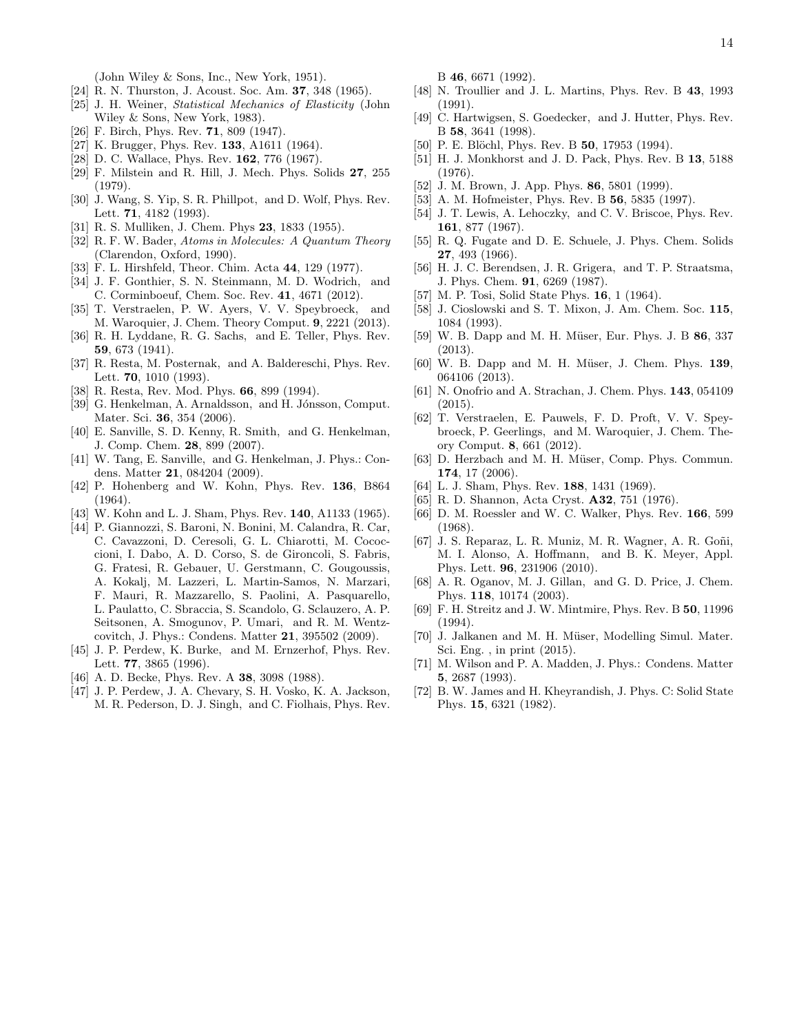(John Wiley & Sons, Inc., New York, 1951).

[24] R. N. Thurston, J. Acoust. Soc. Am. **37**, 348 (1965).

[25] J. H. Weiner, *Statistical Mechanics of Elasticity* (John Wiley & Sons, New York, 1983).

[26] F. Birch, Phys. Rev. **71**, 809 (1947).

[27] K. Brugger, Phys. Rev. **133**, A1611 (1964).

[28] D. C. Wallace, Phys. Rev. **162**, 776 (1967).

[29] F. Milstein and R. Hill, J. Mech. Phys. Solids **27**, 255 (1979).

[30] J. Wang, S. Yip, S. R. Phillpot, and D. Wolf, Phys. Rev. Lett. **71**, 4182 (1993).

[31] R. S. Mulliken, J. Chem. Phys **23**, 1833 (1955).

[32] R. F. W. Bader, *Atoms in Molecules: A Quantum Theory* (Clarendon, Oxford, 1990).

[33] F. L. Hirshfeld, Theor. Chim. Acta **44**, 129 (1977).

[34] J. F. Gonthier, S. N. Steinmann, M. D. Wodrich, and C. Corminboeuf, Chem. Soc. Rev. **41**, 4671 (2012).

[35] T. Verstraelen, P. W. Ayers, V. V. Speybroeck, and M. Waroquier, J. Chem. Theory Comput. **9**, 2221 (2013).

[36] R. H. Lyddane, R. G. Sachs, and E. Teller, Phys. Rev. **59**, 673 (1941).

[37] R. Resta, M. Posternak, and A. Baldereschi, Phys. Rev. Lett. **70**, 1010 (1993).

[38] R. Resta, Rev. Mod. Phys. **66**, 899 (1994).

[39] G. Henkelman, A. Arnaldsson, and H. Jónsson, Comput. Mater. Sci. **36**, 354 (2006).

[40] E. Sanville, S. D. Kenny, R. Smith, and G. Henkelman, J. Comp. Chem. **28**, 899 (2007).

[41] W. Tang, E. Sanville, and G. Henkelman, J. Phys.: Condens. Matter **21**, 084204 (2009).

[42] P. Hohenberg and W. Kohn, Phys. Rev. **136**, B864 (1964).

[43] W. Kohn and L. J. Sham, Phys. Rev. **140**, A1133 (1965).

[44] P. Giannozzi, S. Baroni, N. Bonini, M. Calandra, R. Car, C. Cavazzoni, D. Ceresoli, G. L. Chiarotti, M. Cococcioni, I. Dabo, A. D. Corso, S. de Gironcoli, S. Fabris, G. Fratesi, R. Gebauer, U. Gerstmann, C. Gougoussis, A. Kokalj, M. Lazzeri, L. Martin-Samos, N. Marzari, F. Mauri, R. Mazzarello, S. Paolini, A. Pasquarello, L. Paulatto, C. Sbraccia, S. Scandolo, G. Sclauzero, A. P. Seitsonen, A. Smogunov, P. Umari, and R. M. Wentzcovitch, J. Phys.: Condens. Matter **21**, 395502 (2009).

[45] J. P. Perdew, K. Burke, and M. Ernzerhof, Phys. Rev. Lett. **77**, 3865 (1996).

[46] A. D. Becke, Phys. Rev. A **38**, 3098 (1988).

[47] J. P. Perdew, J. A. Chevary, S. H. Vosko, K. A. Jackson, M. R. Pederson, D. J. Singh, and C. Fiolhais, Phys. Rev. B **46**, 6671 (1992).

[48] N. Troullier and J. L. Martins, Phys. Rev. B **43**, 1993 (1991).

[49] C. Hartwigsen, S. Goedecker, and J. Hutter, Phys. Rev. B **58**, 3641 (1998).

[50] P. E. Blöchl, Phys. Rev. B **50**, 17953 (1994).

[51] H. J. Monkhorst and J. D. Pack, Phys. Rev. B **13**, 5188 (1976).

[52] J. M. Brown, J. App. Phys. **86**, 5801 (1999).

[53] A. M. Hofmeister, Phys. Rev. B **56**, 5835 (1997).

[54] J. T. Lewis, A. Lehoczky, and C. V. Briscoe, Phys. Rev. **161**, 877 (1967).

[55] R. Q. Fugate and D. E. Schuele, J. Phys. Chem. Solids **27**, 493 (1966).

[56] H. J. C. Berendsen, J. R. Grigera, and T. P. Straatsma, J. Phys. Chem. **91**, 6269 (1987).

[57] M. P. Tosi, Solid State Phys. **16**, 1 (1964).

[58] J. Cioslowski and S. T. Mixon, J. Am. Chem. Soc. **115**, 1084 (1993).

[59] W. B. Dapp and M. H. Müser, Eur. Phys. J. B **86**, 337 (2013).

[60] W. B. Dapp and M. H. Müser, J. Chem. Phys. **139**, 064106 (2013).

[61] N. Onofrio and A. Strachan, J. Chem. Phys. **143**, 054109 (2015).

[62] T. Verstraelen, E. Pauwels, F. D. Proft, V. V. Speybroeck, P. Geerlings, and M. Waroquier, J. Chem. Theory Comput. **8**, 661 (2012).

[63] D. Herzbach and M. H. Müser, Comp. Phys. Commun. **174**, 17 (2006).

[64] L. J. Sham, Phys. Rev. **188**, 1431 (1969).

[65] R. D. Shannon, Acta Cryst. **A32**, 751 (1976).

[66] D. M. Roessler and W. C. Walker, Phys. Rev. **166**, 599 (1968).

[67] J. S. Reparaz, L. R. Muniz, M. R. Wagner, A. R. Goñi, M. I. Alonso, A. Hoffmann, and B. K. Meyer, Appl. Phys. Lett. **96**, 231906 (2010).

[68] A. R. Oganov, M. J. Gillan, and G. D. Price, J. Chem. Phys. **118**, 10174 (2003).

[69] F. H. Streitz and J. W. Mintmire, Phys. Rev. B **50**, 11996 (1994).

[70] J. Jalkanen and M. H. Müser, Modelling Simul. Mater. Sci. Eng. , in print (2015).

[71] M. Wilson and P. A. Madden, J. Phys.: Condens. Matter **5**, 2687 (1993).

[72] B. W. James and H. Kheyrandish, J. Phys. C: Solid State Phys. **15**, 6321 (1982).